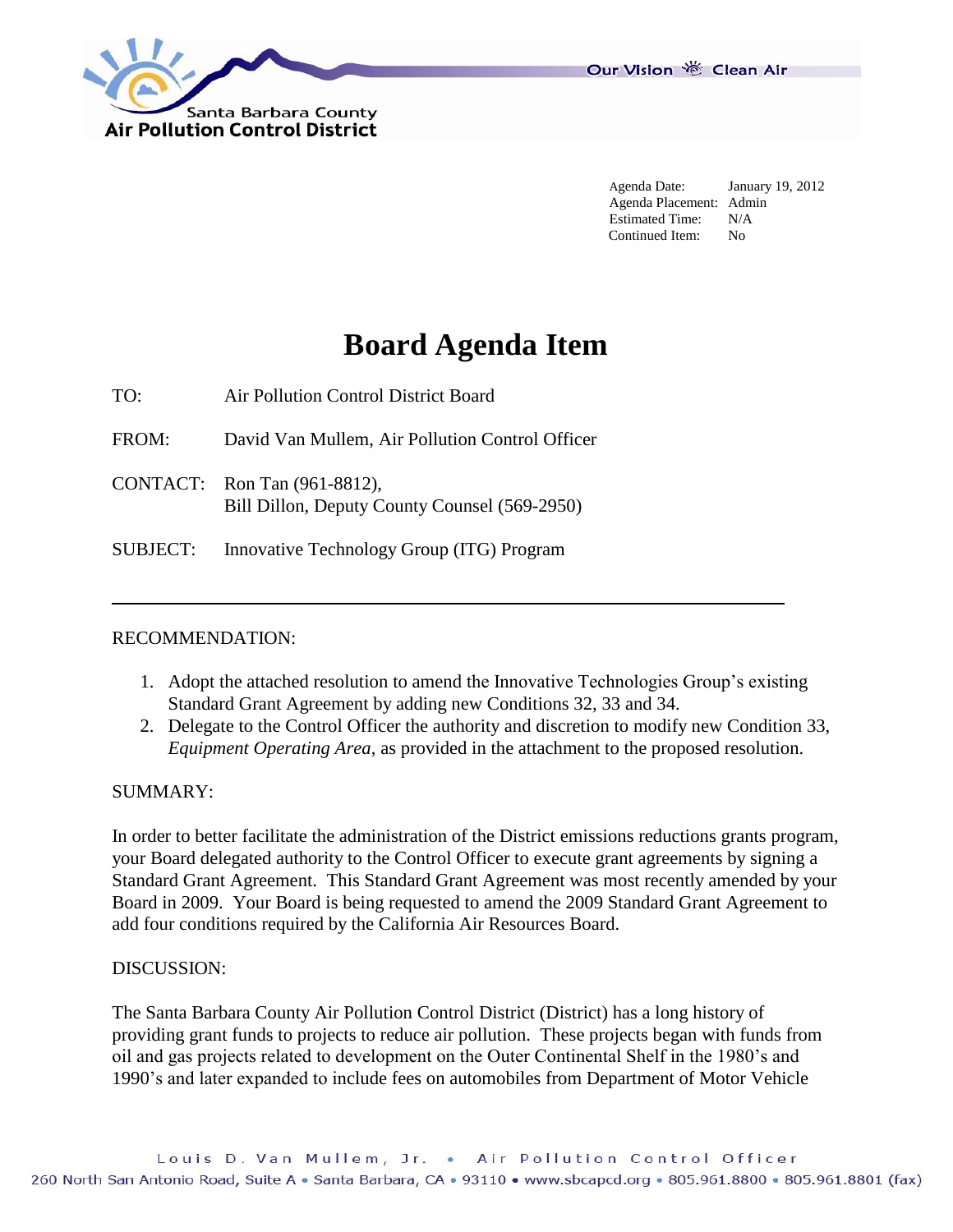Santa Barbara County
Air Pollution Control District

Our Vision Clean Air

Agenda Date: January 19, 2012
Agenda Placement: Admin
Estimated Time: N/A
Continued Item: No

# Board Agenda Item

TO: Air Pollution Control District Board

FROM: David Van Mullem, Air Pollution Control Officer

CONTACT: Ron Tan (961-8812),
Bill Dillon, Deputy County Counsel (569-2950)

SUBJECT: Innovative Technology Group (ITG) Program

---

RECOMMENDATION:

1. Adopt the attached resolution to amend the Innovative Technologies Group's existing Standard Grant Agreement by adding new Conditions 32, 33 and 34.
2. Delegate to the Control Officer the authority and discretion to modify new Condition 33, *Equipment Operating Area*, as provided in the attachment to the proposed resolution.

SUMMARY:

In order to better facilitate the administration of the District emissions reductions grants program, your Board delegated authority to the Control Officer to execute grant agreements by signing a Standard Grant Agreement. This Standard Grant Agreement was most recently amended by your Board in 2009. Your Board is being requested to amend the 2009 Standard Grant Agreement to add four conditions required by the California Air Resources Board.

DISCUSSION:

The Santa Barbara County Air Pollution Control District (District) has a long history of providing grant funds to projects to reduce air pollution. These projects began with funds from oil and gas projects related to development on the Outer Continental Shelf in the 1980's and 1990's and later expanded to include fees on automobiles from Department of Motor Vehicle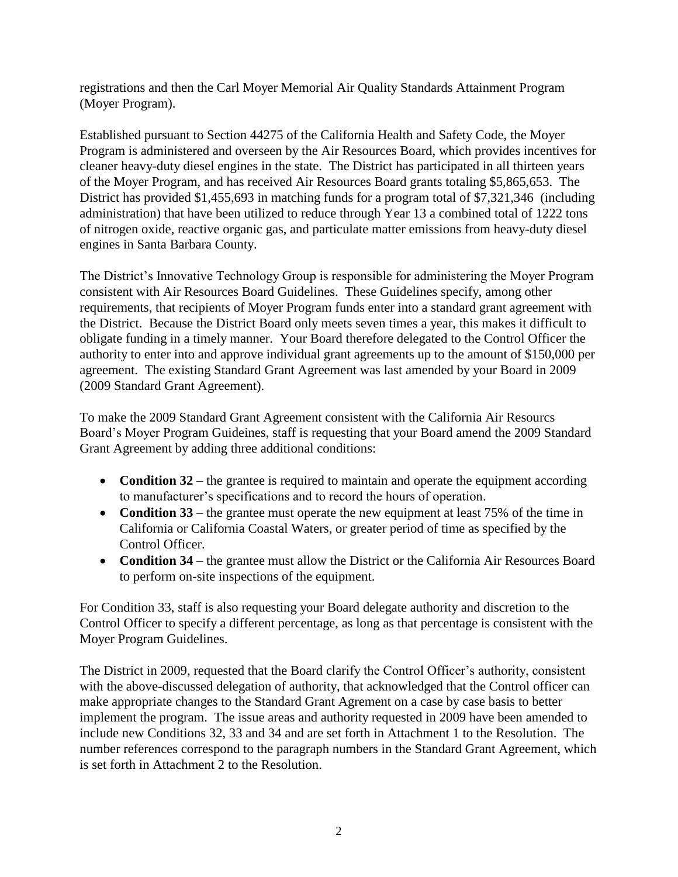registrations and then the Carl Moyer Memorial Air Quality Standards Attainment Program (Moyer Program).

Established pursuant to Section 44275 of the California Health and Safety Code, the Moyer Program is administered and overseen by the Air Resources Board, which provides incentives for cleaner heavy-duty diesel engines in the state. The District has participated in all thirteen years of the Moyer Program, and has received Air Resources Board grants totaling $5,865,653. The District has provided $1,455,693 in matching funds for a program total of $7,321,346 (including administration) that have been utilized to reduce through Year 13 a combined total of 1222 tons of nitrogen oxide, reactive organic gas, and particulate matter emissions from heavy-duty diesel engines in Santa Barbara County.

The District's Innovative Technology Group is responsible for administering the Moyer Program consistent with Air Resources Board Guidelines. These Guidelines specify, among other requirements, that recipients of Moyer Program funds enter into a standard grant agreement with the District. Because the District Board only meets seven times a year, this makes it difficult to obligate funding in a timely manner. Your Board therefore delegated to the Control Officer the authority to enter into and approve individual grant agreements up to the amount of $150,000 per agreement. The existing Standard Grant Agreement was last amended by your Board in 2009 (2009 Standard Grant Agreement).

To make the 2009 Standard Grant Agreement consistent with the California Air Resourcs Board's Moyer Program Guideines, staff is requesting that your Board amend the 2009 Standard Grant Agreement by adding three additional conditions:

- **Condition 32** – the grantee is required to maintain and operate the equipment according to manufacturer's specifications and to record the hours of operation.
- **Condition 33** – the grantee must operate the new equipment at least 75% of the time in California or California Coastal Waters, or greater period of time as specified by the Control Officer.
- **Condition 34** – the grantee must allow the District or the California Air Resources Board to perform on-site inspections of the equipment.

For Condition 33, staff is also requesting your Board delegate authority and discretion to the Control Officer to specify a different percentage, as long as that percentage is consistent with the Moyer Program Guidelines.

The District in 2009, requested that the Board clarify the Control Officer's authority, consistent with the above-discussed delegation of authority, that acknowledged that the Control officer can make appropriate changes to the Standard Grant Agrement on a case by case basis to better implement the program. The issue areas and authority requested in 2009 have been amended to include new Conditions 32, 33 and 34 and are set forth in Attachment 1 to the Resolution. The number references correspond to the paragraph numbers in the Standard Grant Agreement, which is set forth in Attachment 2 to the Resolution.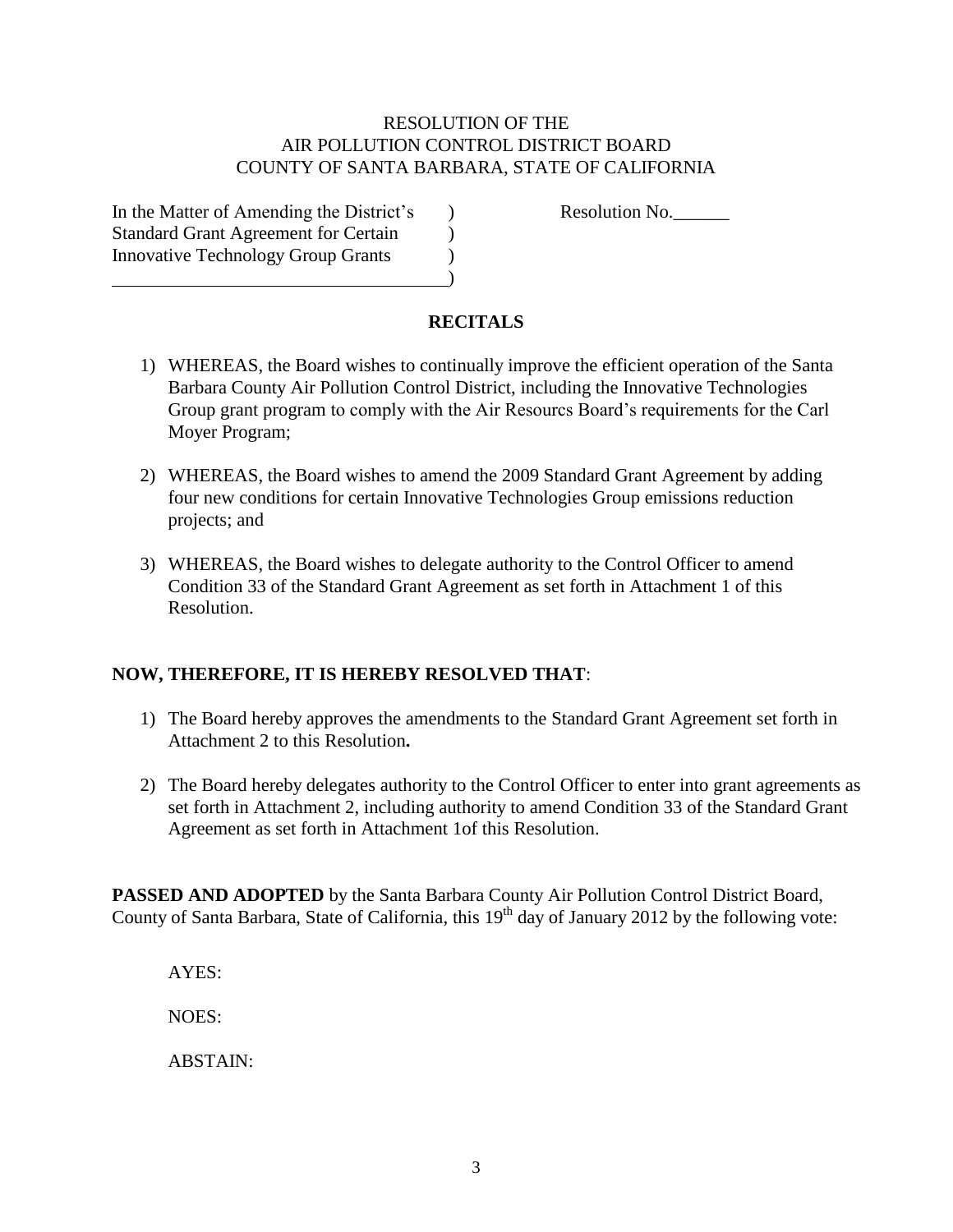RESOLUTION OF THE
AIR POLLUTION CONTROL DISTRICT BOARD
COUNTY OF SANTA BARBARA, STATE OF CALIFORNIA

In the Matter of Amending the District's )
Standard Grant Agreement for Certain )
Innovative Technology Group Grants )

Resolution No.______

## RECITALS

1) WHEREAS, the Board wishes to continually improve the efficient operation of the Santa Barbara County Air Pollution Control District, including the Innovative Technologies Group grant program to comply with the Air Resourcs Board's requirements for the Carl Moyer Program;

2) WHEREAS, the Board wishes to amend the 2009 Standard Grant Agreement by adding four new conditions for certain Innovative Technologies Group emissions reduction projects; and

3) WHEREAS, the Board wishes to delegate authority to the Control Officer to amend Condition 33 of the Standard Grant Agreement as set forth in Attachment 1 of this Resolution.

**NOW, THEREFORE, IT IS HEREBY RESOLVED THAT**:

1) The Board hereby approves the amendments to the Standard Grant Agreement set forth in Attachment 2 to this Resolution**.**

2) The Board hereby delegates authority to the Control Officer to enter into grant agreements as set forth in Attachment 2, including authority to amend Condition 33 of the Standard Grant Agreement as set forth in Attachment 1of this Resolution.

**PASSED AND ADOPTED** by the Santa Barbara County Air Pollution Control District Board, County of Santa Barbara, State of California, this 19th day of January 2012 by the following vote:

AYES:

NOES:

ABSTAIN: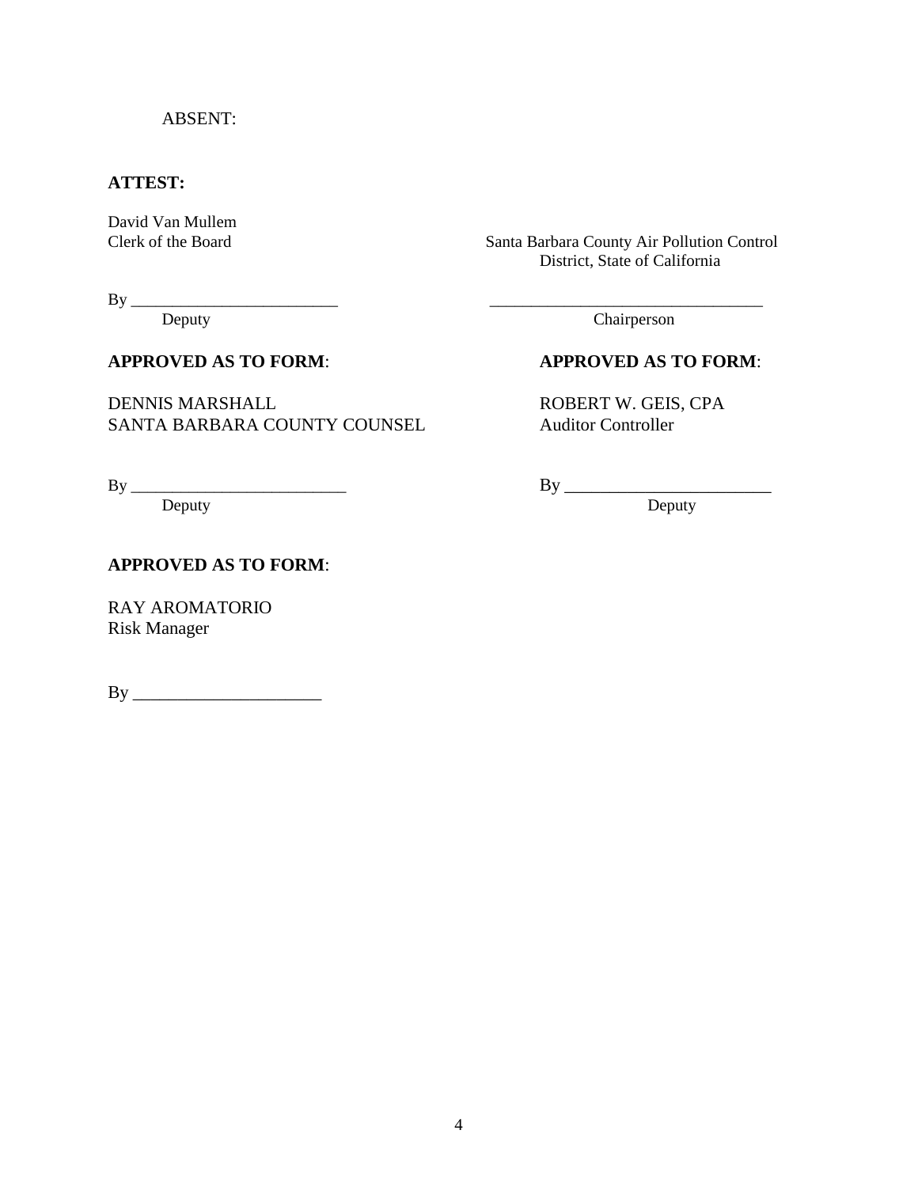ABSENT:

**ATTEST:**

David Van Mullem
Clerk of the Board

By \_\_\_\_\_\_\_\_\_\_\_\_\_\_\_\_\_\_\_\_\_\_\_\_\_
Deputy

Santa Barbara County Air Pollution Control District, State of California

\_\_\_\_\_\_\_\_\_\_\_\_\_\_\_\_\_\_\_\_\_\_\_\_\_\_\_\_\_\_\_\_\_
Chairperson

**APPROVED AS TO FORM**:

DENNIS MARSHALL
SANTA BARBARA COUNTY COUNSEL

By \_\_\_\_\_\_\_\_\_\_\_\_\_\_\_\_\_\_\_\_\_\_\_\_\_\_
Deputy

**APPROVED AS TO FORM**:

ROBERT W. GEIS, CPA
Auditor Controller

By \_\_\_\_\_\_\_\_\_\_\_\_\_\_\_\_\_\_\_\_\_\_\_\_
Deputy

**APPROVED AS TO FORM**:

RAY AROMATORIO
Risk Manager

By \_\_\_\_\_\_\_\_\_\_\_\_\_\_\_\_\_\_\_\_\_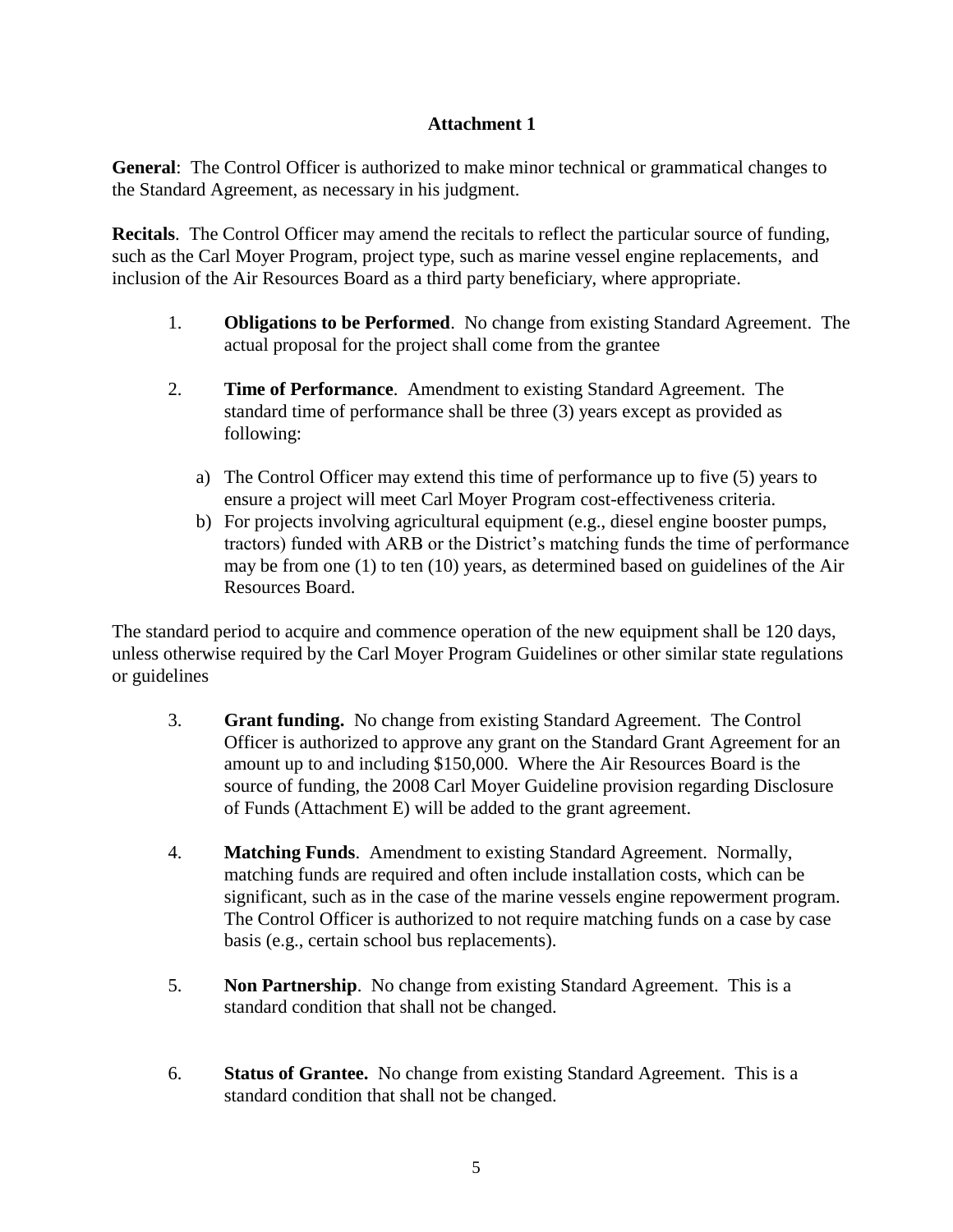## Attachment 1

**General**: The Control Officer is authorized to make minor technical or grammatical changes to the Standard Agreement, as necessary in his judgment.

**Recitals**. The Control Officer may amend the recitals to reflect the particular source of funding, such as the Carl Moyer Program, project type, such as marine vessel engine replacements, and inclusion of the Air Resources Board as a third party beneficiary, where appropriate.

1. **Obligations to be Performed**. No change from existing Standard Agreement. The actual proposal for the project shall come from the grantee

2. **Time of Performance**. Amendment to existing Standard Agreement. The standard time of performance shall be three (3) years except as provided as following:

   a) The Control Officer may extend this time of performance up to five (5) years to ensure a project will meet Carl Moyer Program cost-effectiveness criteria.
   
   b) For projects involving agricultural equipment (e.g., diesel engine booster pumps, tractors) funded with ARB or the District's matching funds the time of performance may be from one (1) to ten (10) years, as determined based on guidelines of the Air Resources Board.

The standard period to acquire and commence operation of the new equipment shall be 120 days, unless otherwise required by the Carl Moyer Program Guidelines or other similar state regulations or guidelines

3. **Grant funding.** No change from existing Standard Agreement. The Control Officer is authorized to approve any grant on the Standard Grant Agreement for an amount up to and including $150,000. Where the Air Resources Board is the source of funding, the 2008 Carl Moyer Guideline provision regarding Disclosure of Funds (Attachment E) will be added to the grant agreement.

4. **Matching Funds**. Amendment to existing Standard Agreement. Normally, matching funds are required and often include installation costs, which can be significant, such as in the case of the marine vessels engine repowerment program. The Control Officer is authorized to not require matching funds on a case by case basis (e.g., certain school bus replacements).

5. **Non Partnership**. No change from existing Standard Agreement. This is a standard condition that shall not be changed.

6. **Status of Grantee.** No change from existing Standard Agreement. This is a standard condition that shall not be changed.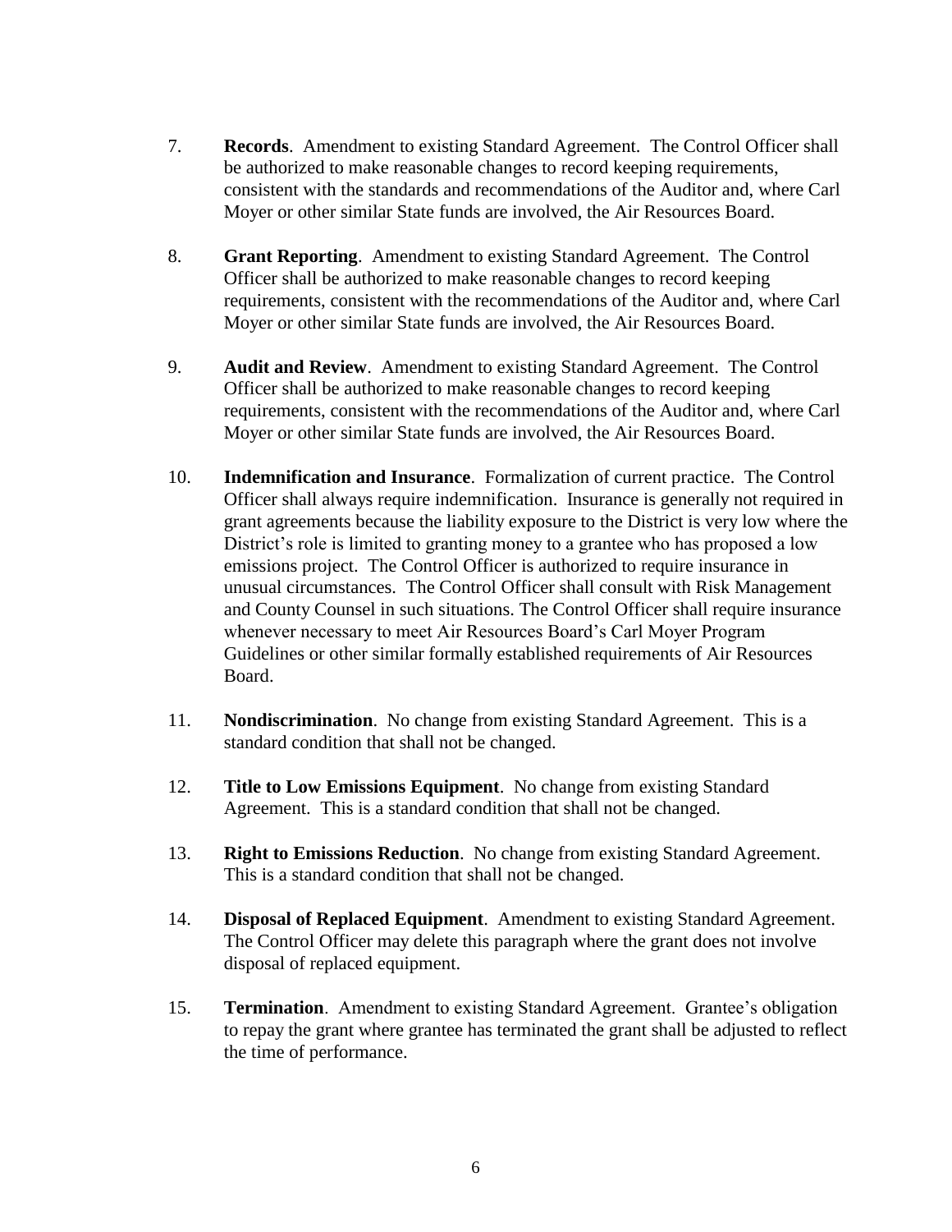7. **Records**. Amendment to existing Standard Agreement. The Control Officer shall be authorized to make reasonable changes to record keeping requirements, consistent with the standards and recommendations of the Auditor and, where Carl Moyer or other similar State funds are involved, the Air Resources Board.

8. **Grant Reporting**. Amendment to existing Standard Agreement. The Control Officer shall be authorized to make reasonable changes to record keeping requirements, consistent with the recommendations of the Auditor and, where Carl Moyer or other similar State funds are involved, the Air Resources Board.

9. **Audit and Review**. Amendment to existing Standard Agreement. The Control Officer shall be authorized to make reasonable changes to record keeping requirements, consistent with the recommendations of the Auditor and, where Carl Moyer or other similar State funds are involved, the Air Resources Board.

10. **Indemnification and Insurance**. Formalization of current practice. The Control Officer shall always require indemnification. Insurance is generally not required in grant agreements because the liability exposure to the District is very low where the District's role is limited to granting money to a grantee who has proposed a low emissions project. The Control Officer is authorized to require insurance in unusual circumstances. The Control Officer shall consult with Risk Management and County Counsel in such situations. The Control Officer shall require insurance whenever necessary to meet Air Resources Board's Carl Moyer Program Guidelines or other similar formally established requirements of Air Resources Board.

11. **Nondiscrimination**. No change from existing Standard Agreement. This is a standard condition that shall not be changed.

12. **Title to Low Emissions Equipment**. No change from existing Standard Agreement. This is a standard condition that shall not be changed.

13. **Right to Emissions Reduction**. No change from existing Standard Agreement. This is a standard condition that shall not be changed.

14. **Disposal of Replaced Equipment**. Amendment to existing Standard Agreement. The Control Officer may delete this paragraph where the grant does not involve disposal of replaced equipment.

15. **Termination**. Amendment to existing Standard Agreement. Grantee's obligation to repay the grant where grantee has terminated the grant shall be adjusted to reflect the time of performance.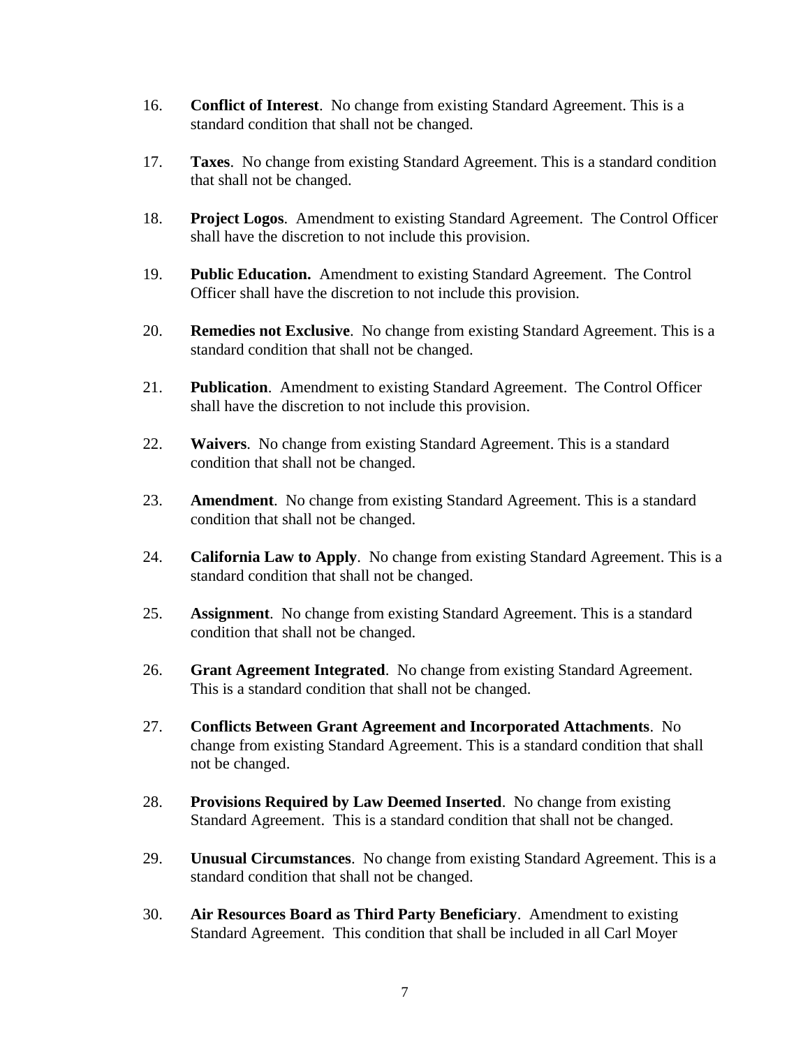16. **Conflict of Interest**. No change from existing Standard Agreement. This is a standard condition that shall not be changed.

17. **Taxes**. No change from existing Standard Agreement. This is a standard condition that shall not be changed.

18. **Project Logos**. Amendment to existing Standard Agreement. The Control Officer shall have the discretion to not include this provision.

19. **Public Education.** Amendment to existing Standard Agreement. The Control Officer shall have the discretion to not include this provision.

20. **Remedies not Exclusive**. No change from existing Standard Agreement. This is a standard condition that shall not be changed.

21. **Publication**. Amendment to existing Standard Agreement. The Control Officer shall have the discretion to not include this provision.

22. **Waivers**. No change from existing Standard Agreement. This is a standard condition that shall not be changed.

23. **Amendment**. No change from existing Standard Agreement. This is a standard condition that shall not be changed.

24. **California Law to Apply**. No change from existing Standard Agreement. This is a standard condition that shall not be changed.

25. **Assignment**. No change from existing Standard Agreement. This is a standard condition that shall not be changed.

26. **Grant Agreement Integrated**. No change from existing Standard Agreement. This is a standard condition that shall not be changed.

27. **Conflicts Between Grant Agreement and Incorporated Attachments**. No change from existing Standard Agreement. This is a standard condition that shall not be changed.

28. **Provisions Required by Law Deemed Inserted**. No change from existing Standard Agreement. This is a standard condition that shall not be changed.

29. **Unusual Circumstances**. No change from existing Standard Agreement. This is a standard condition that shall not be changed.

30. **Air Resources Board as Third Party Beneficiary**. Amendment to existing Standard Agreement. This condition that shall be included in all Carl Moyer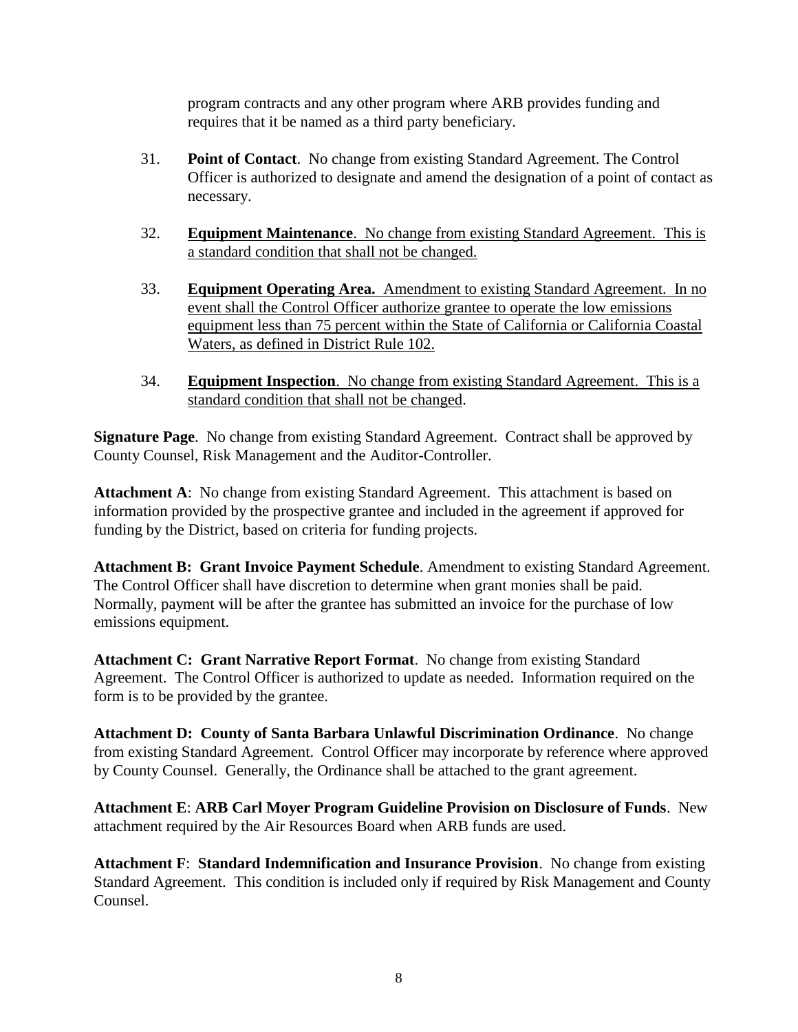program contracts and any other program where ARB provides funding and requires that it be named as a third party beneficiary.

31. **Point of Contact**. No change from existing Standard Agreement. The Control Officer is authorized to designate and amend the designation of a point of contact as necessary.

32. **Equipment Maintenance**. No change from existing Standard Agreement. This is a standard condition that shall not be changed.

33. **Equipment Operating Area.** Amendment to existing Standard Agreement. In no event shall the Control Officer authorize grantee to operate the low emissions equipment less than 75 percent within the State of California or California Coastal Waters, as defined in District Rule 102.

34. **Equipment Inspection**. No change from existing Standard Agreement. This is a standard condition that shall not be changed.

**Signature Page**. No change from existing Standard Agreement. Contract shall be approved by County Counsel, Risk Management and the Auditor-Controller.

**Attachment A**: No change from existing Standard Agreement. This attachment is based on information provided by the prospective grantee and included in the agreement if approved for funding by the District, based on criteria for funding projects.

**Attachment B: Grant Invoice Payment Schedule**. Amendment to existing Standard Agreement. The Control Officer shall have discretion to determine when grant monies shall be paid. Normally, payment will be after the grantee has submitted an invoice for the purchase of low emissions equipment.

**Attachment C: Grant Narrative Report Format**. No change from existing Standard Agreement. The Control Officer is authorized to update as needed. Information required on the form is to be provided by the grantee.

**Attachment D: County of Santa Barbara Unlawful Discrimination Ordinance**. No change from existing Standard Agreement. Control Officer may incorporate by reference where approved by County Counsel. Generally, the Ordinance shall be attached to the grant agreement.

**Attachment E**: **ARB Carl Moyer Program Guideline Provision on Disclosure of Funds**. New attachment required by the Air Resources Board when ARB funds are used.

**Attachment F**: **Standard Indemnification and Insurance Provision**. No change from existing Standard Agreement. This condition is included only if required by Risk Management and County Counsel.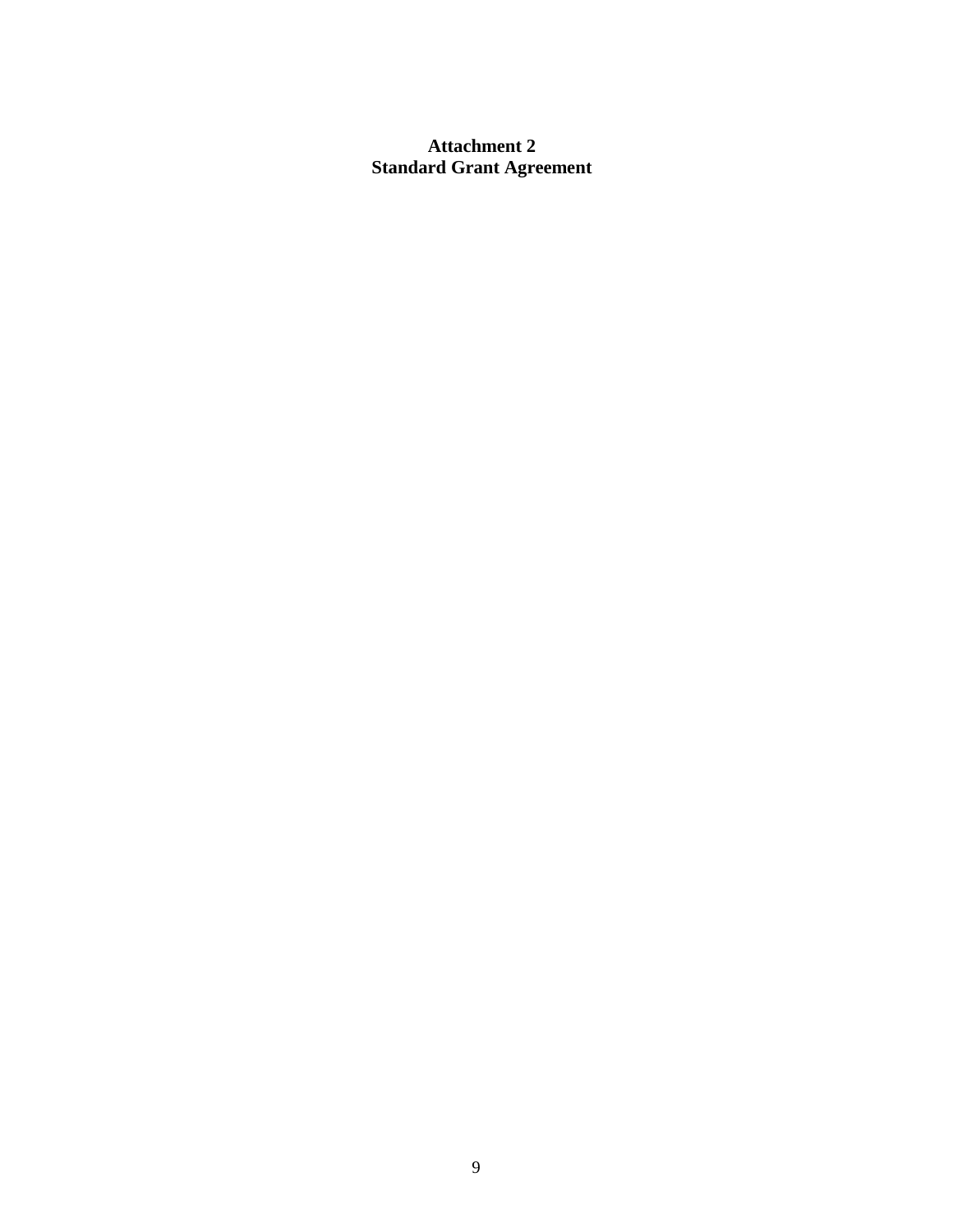**Attachment 2**
**Standard Grant Agreement**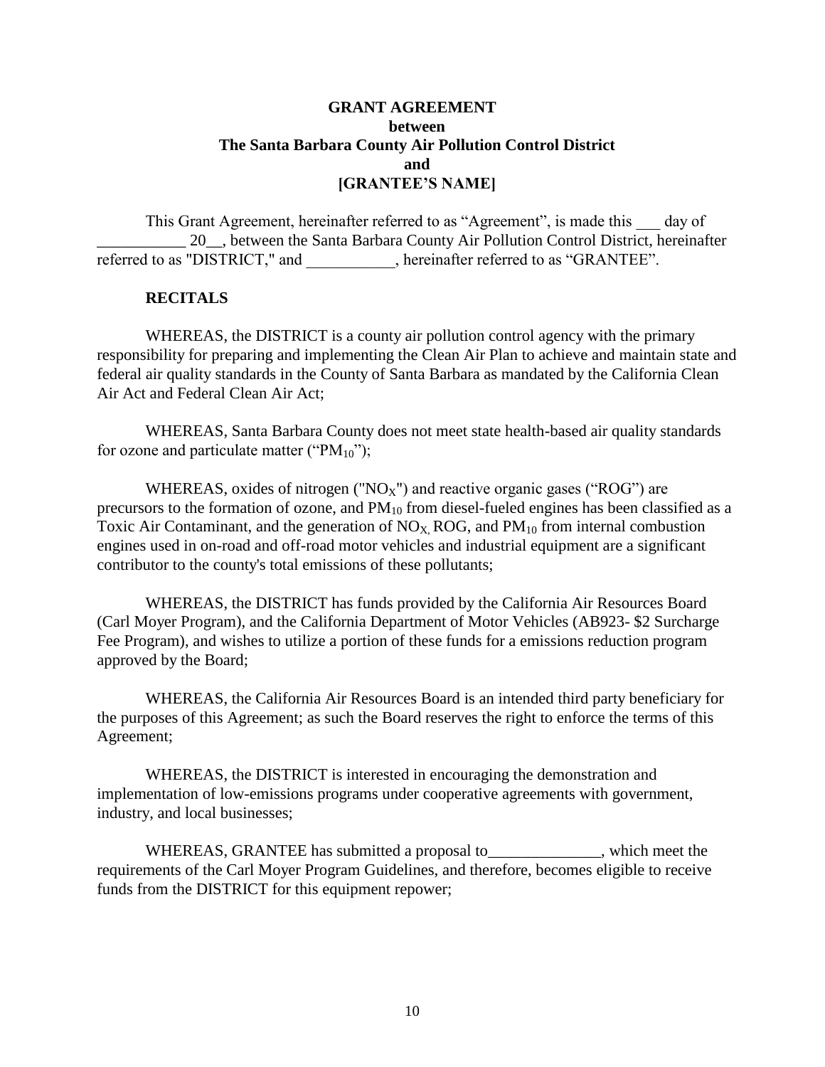**GRANT AGREEMENT**
**between**
**The Santa Barbara County Air Pollution Control District**
**and**
**[GRANTEE'S NAME]**

This Grant Agreement, hereinafter referred to as "Agreement", is made this ___ day of ___________ 20__, between the Santa Barbara County Air Pollution Control District, hereinafter referred to as "DISTRICT," and ___________, hereinafter referred to as "GRANTEE".

**RECITALS**

WHEREAS, the DISTRICT is a county air pollution control agency with the primary responsibility for preparing and implementing the Clean Air Plan to achieve and maintain state and federal air quality standards in the County of Santa Barbara as mandated by the California Clean Air Act and Federal Clean Air Act;

WHEREAS, Santa Barbara County does not meet state health-based air quality standards for ozone and particulate matter ("$PM_{10}$");

WHEREAS, oxides of nitrogen ("$NO_X$") and reactive organic gases ("ROG") are precursors to the formation of ozone, and $PM_{10}$ from diesel-fueled engines has been classified as a Toxic Air Contaminant, and the generation of $NO_X$, ROG, and $PM_{10}$ from internal combustion engines used in on-road and off-road motor vehicles and industrial equipment are a significant contributor to the county's total emissions of these pollutants;

WHEREAS, the DISTRICT has funds provided by the California Air Resources Board (Carl Moyer Program), and the California Department of Motor Vehicles (AB923- $2 Surcharge Fee Program), and wishes to utilize a portion of these funds for a emissions reduction program approved by the Board;

WHEREAS, the California Air Resources Board is an intended third party beneficiary for the purposes of this Agreement; as such the Board reserves the right to enforce the terms of this Agreement;

WHEREAS, the DISTRICT is interested in encouraging the demonstration and implementation of low-emissions programs under cooperative agreements with government, industry, and local businesses;

WHEREAS, GRANTEE has submitted a proposal to______________, which meet the requirements of the Carl Moyer Program Guidelines, and therefore, becomes eligible to receive funds from the DISTRICT for this equipment repower;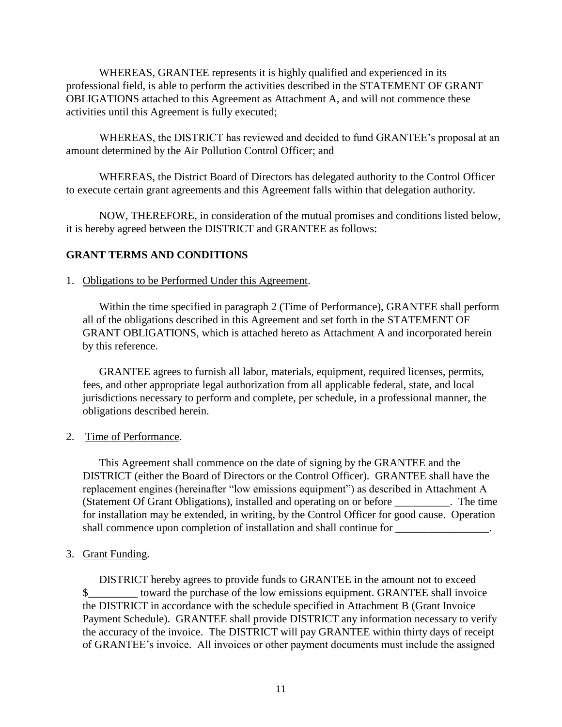WHEREAS, GRANTEE represents it is highly qualified and experienced in its professional field, is able to perform the activities described in the STATEMENT OF GRANT OBLIGATIONS attached to this Agreement as Attachment A, and will not commence these activities until this Agreement is fully executed;

WHEREAS, the DISTRICT has reviewed and decided to fund GRANTEE's proposal at an amount determined by the Air Pollution Control Officer; and

WHEREAS, the District Board of Directors has delegated authority to the Control Officer to execute certain grant agreements and this Agreement falls within that delegation authority.

NOW, THEREFORE, in consideration of the mutual promises and conditions listed below, it is hereby agreed between the DISTRICT and GRANTEE as follows:

**GRANT TERMS AND CONDITIONS**

1. Obligations to be Performed Under this Agreement.

   Within the time specified in paragraph 2 (Time of Performance), GRANTEE shall perform all of the obligations described in this Agreement and set forth in the STATEMENT OF GRANT OBLIGATIONS, which is attached hereto as Attachment A and incorporated herein by this reference.

   GRANTEE agrees to furnish all labor, materials, equipment, required licenses, permits, fees, and other appropriate legal authorization from all applicable federal, state, and local jurisdictions necessary to perform and complete, per schedule, in a professional manner, the obligations described herein.

2. Time of Performance.

   This Agreement shall commence on the date of signing by the GRANTEE and the DISTRICT (either the Board of Directors or the Control Officer). GRANTEE shall have the replacement engines (hereinafter "low emissions equipment") as described in Attachment A (Statement Of Grant Obligations), installed and operating on or before __________. The time for installation may be extended, in writing, by the Control Officer for good cause. Operation shall commence upon completion of installation and shall continue for _________________.

3. Grant Funding.

   DISTRICT hereby agrees to provide funds to GRANTEE in the amount not to exceed $_________ toward the purchase of the low emissions equipment. GRANTEE shall invoice the DISTRICT in accordance with the schedule specified in Attachment B (Grant Invoice Payment Schedule). GRANTEE shall provide DISTRICT any information necessary to verify the accuracy of the invoice. The DISTRICT will pay GRANTEE within thirty days of receipt of GRANTEE's invoice. All invoices or other payment documents must include the assigned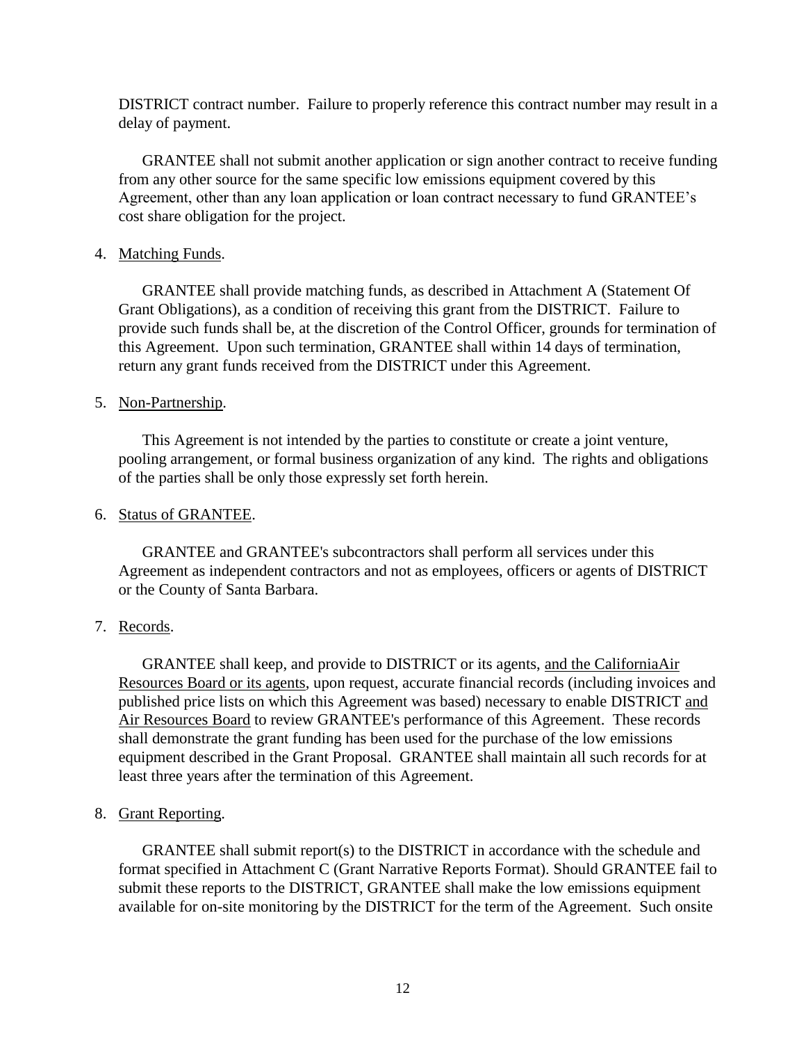DISTRICT contract number. Failure to properly reference this contract number may result in a delay of payment.

GRANTEE shall not submit another application or sign another contract to receive funding from any other source for the same specific low emissions equipment covered by this Agreement, other than any loan application or loan contract necessary to fund GRANTEE's cost share obligation for the project.

4. Matching Funds.

   GRANTEE shall provide matching funds, as described in Attachment A (Statement Of Grant Obligations), as a condition of receiving this grant from the DISTRICT. Failure to provide such funds shall be, at the discretion of the Control Officer, grounds for termination of this Agreement. Upon such termination, GRANTEE shall within 14 days of termination, return any grant funds received from the DISTRICT under this Agreement.

5. Non-Partnership.

   This Agreement is not intended by the parties to constitute or create a joint venture, pooling arrangement, or formal business organization of any kind. The rights and obligations of the parties shall be only those expressly set forth herein.

6. Status of GRANTEE.

   GRANTEE and GRANTEE's subcontractors shall perform all services under this Agreement as independent contractors and not as employees, officers or agents of DISTRICT or the County of Santa Barbara.

7. Records.

   GRANTEE shall keep, and provide to DISTRICT or its agents, and the CaliforniaAir Resources Board or its agents, upon request, accurate financial records (including invoices and published price lists on which this Agreement was based) necessary to enable DISTRICT and Air Resources Board to review GRANTEE's performance of this Agreement. These records shall demonstrate the grant funding has been used for the purchase of the low emissions equipment described in the Grant Proposal. GRANTEE shall maintain all such records for at least three years after the termination of this Agreement.

8. Grant Reporting.

   GRANTEE shall submit report(s) to the DISTRICT in accordance with the schedule and format specified in Attachment C (Grant Narrative Reports Format). Should GRANTEE fail to submit these reports to the DISTRICT, GRANTEE shall make the low emissions equipment available for on-site monitoring by the DISTRICT for the term of the Agreement. Such onsite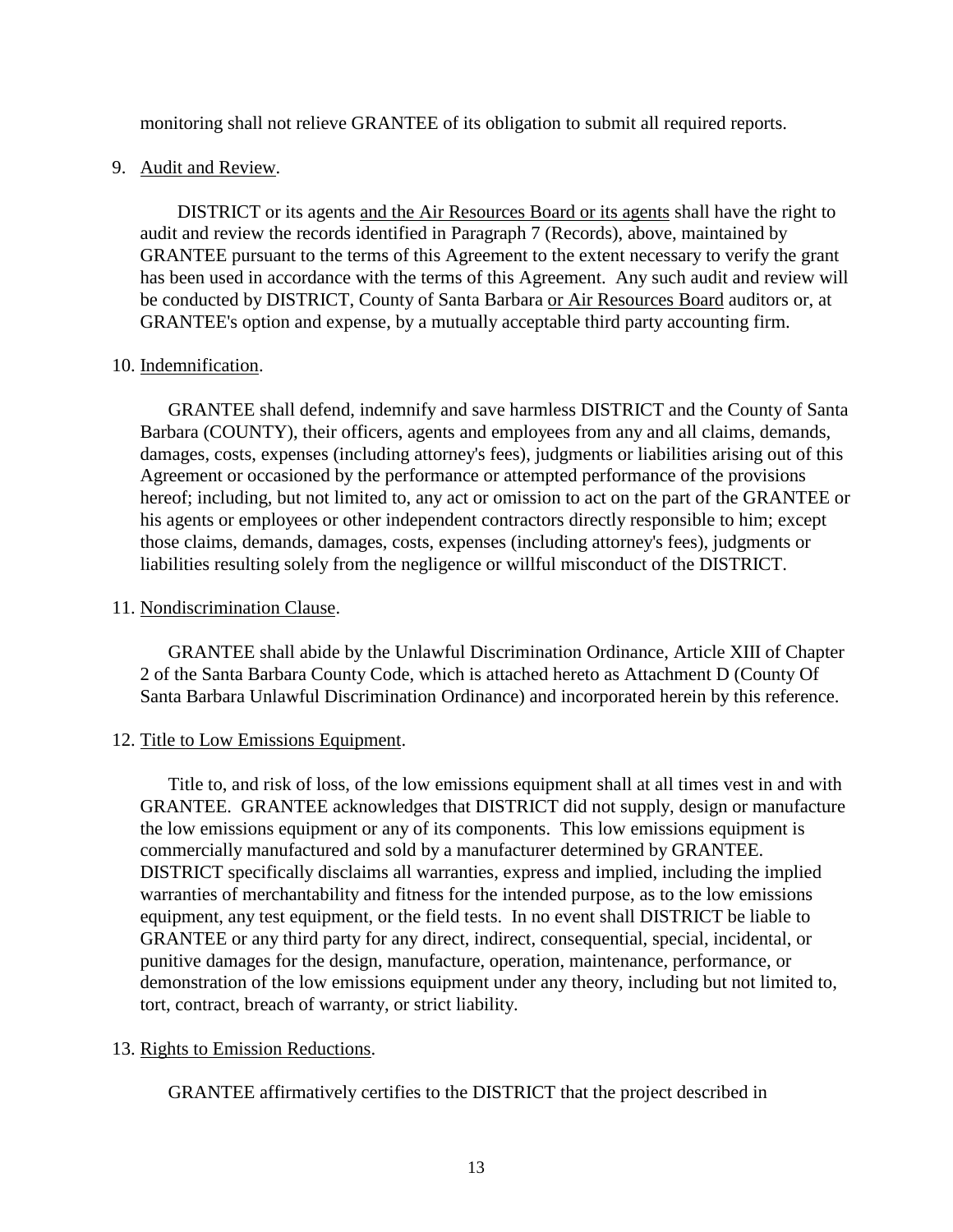monitoring shall not relieve GRANTEE of its obligation to submit all required reports.

9. Audit and Review.

DISTRICT or its agents and the Air Resources Board or its agents shall have the right to audit and review the records identified in Paragraph 7 (Records), above, maintained by GRANTEE pursuant to the terms of this Agreement to the extent necessary to verify the grant has been used in accordance with the terms of this Agreement. Any such audit and review will be conducted by DISTRICT, County of Santa Barbara or Air Resources Board auditors or, at GRANTEE's option and expense, by a mutually acceptable third party accounting firm.

10. Indemnification.

GRANTEE shall defend, indemnify and save harmless DISTRICT and the County of Santa Barbara (COUNTY), their officers, agents and employees from any and all claims, demands, damages, costs, expenses (including attorney's fees), judgments or liabilities arising out of this Agreement or occasioned by the performance or attempted performance of the provisions hereof; including, but not limited to, any act or omission to act on the part of the GRANTEE or his agents or employees or other independent contractors directly responsible to him; except those claims, demands, damages, costs, expenses (including attorney's fees), judgments or liabilities resulting solely from the negligence or willful misconduct of the DISTRICT.

11. Nondiscrimination Clause.

GRANTEE shall abide by the Unlawful Discrimination Ordinance, Article XIII of Chapter 2 of the Santa Barbara County Code, which is attached hereto as Attachment D (County Of Santa Barbara Unlawful Discrimination Ordinance) and incorporated herein by this reference.

12. Title to Low Emissions Equipment.

Title to, and risk of loss, of the low emissions equipment shall at all times vest in and with GRANTEE. GRANTEE acknowledges that DISTRICT did not supply, design or manufacture the low emissions equipment or any of its components. This low emissions equipment is commercially manufactured and sold by a manufacturer determined by GRANTEE. DISTRICT specifically disclaims all warranties, express and implied, including the implied warranties of merchantability and fitness for the intended purpose, as to the low emissions equipment, any test equipment, or the field tests. In no event shall DISTRICT be liable to GRANTEE or any third party for any direct, indirect, consequential, special, incidental, or punitive damages for the design, manufacture, operation, maintenance, performance, or demonstration of the low emissions equipment under any theory, including but not limited to, tort, contract, breach of warranty, or strict liability.

13. Rights to Emission Reductions.

GRANTEE affirmatively certifies to the DISTRICT that the project described in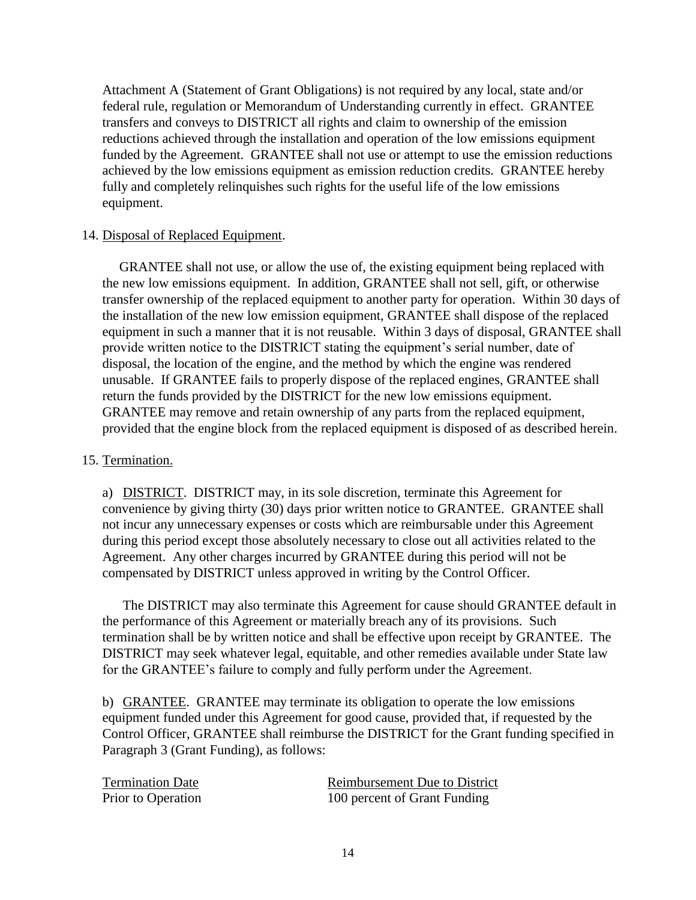Attachment A (Statement of Grant Obligations) is not required by any local, state and/or federal rule, regulation or Memorandum of Understanding currently in effect. GRANTEE transfers and conveys to DISTRICT all rights and claim to ownership of the emission reductions achieved through the installation and operation of the low emissions equipment funded by the Agreement. GRANTEE shall not use or attempt to use the emission reductions achieved by the low emissions equipment as emission reduction credits. GRANTEE hereby fully and completely relinquishes such rights for the useful life of the low emissions equipment.

14. Disposal of Replaced Equipment.

GRANTEE shall not use, or allow the use of, the existing equipment being replaced with the new low emissions equipment. In addition, GRANTEE shall not sell, gift, or otherwise transfer ownership of the replaced equipment to another party for operation. Within 30 days of the installation of the new low emission equipment, GRANTEE shall dispose of the replaced equipment in such a manner that it is not reusable. Within 3 days of disposal, GRANTEE shall provide written notice to the DISTRICT stating the equipment's serial number, date of disposal, the location of the engine, and the method by which the engine was rendered unusable. If GRANTEE fails to properly dispose of the replaced engines, GRANTEE shall return the funds provided by the DISTRICT for the new low emissions equipment. GRANTEE may remove and retain ownership of any parts from the replaced equipment, provided that the engine block from the replaced equipment is disposed of as described herein.

15. Termination.

a) DISTRICT. DISTRICT may, in its sole discretion, terminate this Agreement for convenience by giving thirty (30) days prior written notice to GRANTEE. GRANTEE shall not incur any unnecessary expenses or costs which are reimbursable under this Agreement during this period except those absolutely necessary to close out all activities related to the Agreement. Any other charges incurred by GRANTEE during this period will not be compensated by DISTRICT unless approved in writing by the Control Officer.

The DISTRICT may also terminate this Agreement for cause should GRANTEE default in the performance of this Agreement or materially breach any of its provisions. Such termination shall be by written notice and shall be effective upon receipt by GRANTEE. The DISTRICT may seek whatever legal, equitable, and other remedies available under State law for the GRANTEE's failure to comply and fully perform under the Agreement.

b) GRANTEE. GRANTEE may terminate its obligation to operate the low emissions equipment funded under this Agreement for good cause, provided that, if requested by the Control Officer, GRANTEE shall reimburse the DISTRICT for the Grant funding specified in Paragraph 3 (Grant Funding), as follows:

| Termination Date | Reimbursement Due to District |
|---|---|
| Prior to Operation | 100 percent of Grant Funding |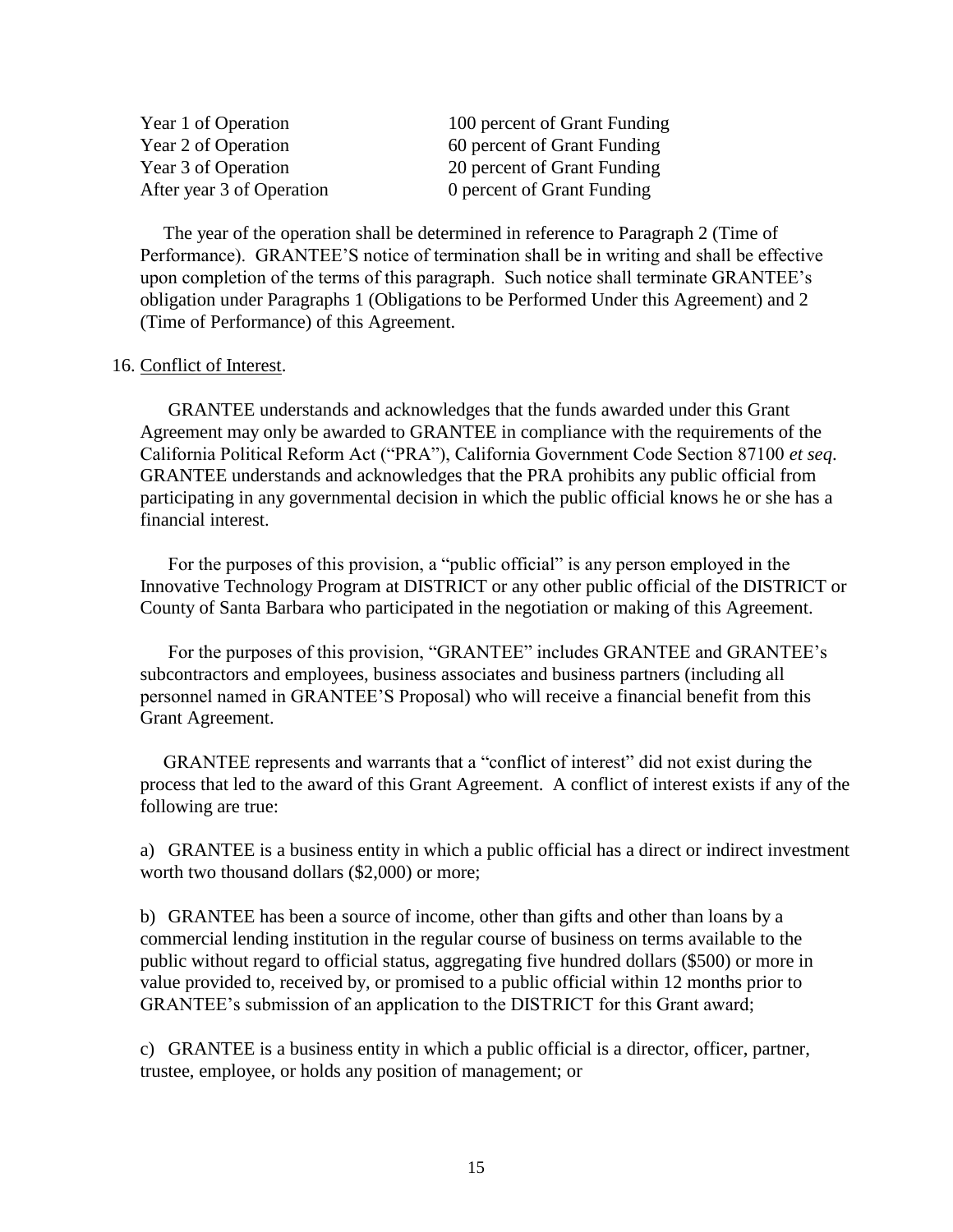| | |
|---|---|
| Year 1 of Operation | 100 percent of Grant Funding |
| Year 2 of Operation | 60 percent of Grant Funding |
| Year 3 of Operation | 20 percent of Grant Funding |
| After year 3 of Operation | 0 percent of Grant Funding |

The year of the operation shall be determined in reference to Paragraph 2 (Time of Performance). GRANTEE'S notice of termination shall be in writing and shall be effective upon completion of the terms of this paragraph. Such notice shall terminate GRANTEE's obligation under Paragraphs 1 (Obligations to be Performed Under this Agreement) and 2 (Time of Performance) of this Agreement.

16. Conflict of Interest.

GRANTEE understands and acknowledges that the funds awarded under this Grant Agreement may only be awarded to GRANTEE in compliance with the requirements of the California Political Reform Act ("PRA"), California Government Code Section 87100 *et seq*. GRANTEE understands and acknowledges that the PRA prohibits any public official from participating in any governmental decision in which the public official knows he or she has a financial interest.

For the purposes of this provision, a "public official" is any person employed in the Innovative Technology Program at DISTRICT or any other public official of the DISTRICT or County of Santa Barbara who participated in the negotiation or making of this Agreement.

For the purposes of this provision, "GRANTEE" includes GRANTEE and GRANTEE's subcontractors and employees, business associates and business partners (including all personnel named in GRANTEE'S Proposal) who will receive a financial benefit from this Grant Agreement.

GRANTEE represents and warrants that a "conflict of interest" did not exist during the process that led to the award of this Grant Agreement. A conflict of interest exists if any of the following are true:

a) GRANTEE is a business entity in which a public official has a direct or indirect investment worth two thousand dollars ($2,000) or more;

b) GRANTEE has been a source of income, other than gifts and other than loans by a commercial lending institution in the regular course of business on terms available to the public without regard to official status, aggregating five hundred dollars ($500) or more in value provided to, received by, or promised to a public official within 12 months prior to GRANTEE's submission of an application to the DISTRICT for this Grant award;

c) GRANTEE is a business entity in which a public official is a director, officer, partner, trustee, employee, or holds any position of management; or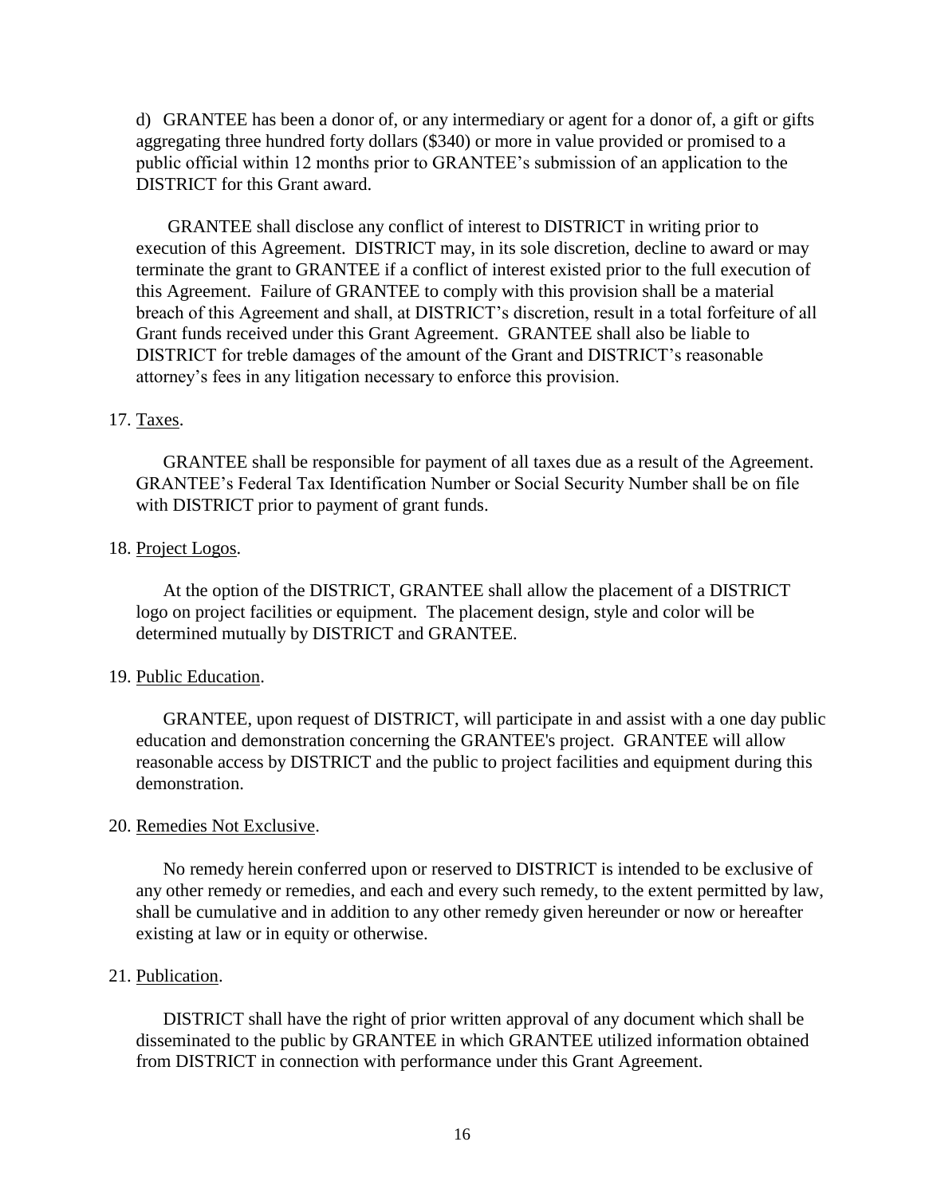d) GRANTEE has been a donor of, or any intermediary or agent for a donor of, a gift or gifts aggregating three hundred forty dollars ($340) or more in value provided or promised to a public official within 12 months prior to GRANTEE's submission of an application to the DISTRICT for this Grant award.

GRANTEE shall disclose any conflict of interest to DISTRICT in writing prior to execution of this Agreement. DISTRICT may, in its sole discretion, decline to award or may terminate the grant to GRANTEE if a conflict of interest existed prior to the full execution of this Agreement. Failure of GRANTEE to comply with this provision shall be a material breach of this Agreement and shall, at DISTRICT's discretion, result in a total forfeiture of all Grant funds received under this Grant Agreement. GRANTEE shall also be liable to DISTRICT for treble damages of the amount of the Grant and DISTRICT's reasonable attorney's fees in any litigation necessary to enforce this provision.

17. Taxes.

GRANTEE shall be responsible for payment of all taxes due as a result of the Agreement. GRANTEE's Federal Tax Identification Number or Social Security Number shall be on file with DISTRICT prior to payment of grant funds.

18. Project Logos.

At the option of the DISTRICT, GRANTEE shall allow the placement of a DISTRICT logo on project facilities or equipment. The placement design, style and color will be determined mutually by DISTRICT and GRANTEE.

19. Public Education.

GRANTEE, upon request of DISTRICT, will participate in and assist with a one day public education and demonstration concerning the GRANTEE's project. GRANTEE will allow reasonable access by DISTRICT and the public to project facilities and equipment during this demonstration.

20. Remedies Not Exclusive.

No remedy herein conferred upon or reserved to DISTRICT is intended to be exclusive of any other remedy or remedies, and each and every such remedy, to the extent permitted by law, shall be cumulative and in addition to any other remedy given hereunder or now or hereafter existing at law or in equity or otherwise.

21. Publication.

DISTRICT shall have the right of prior written approval of any document which shall be disseminated to the public by GRANTEE in which GRANTEE utilized information obtained from DISTRICT in connection with performance under this Grant Agreement.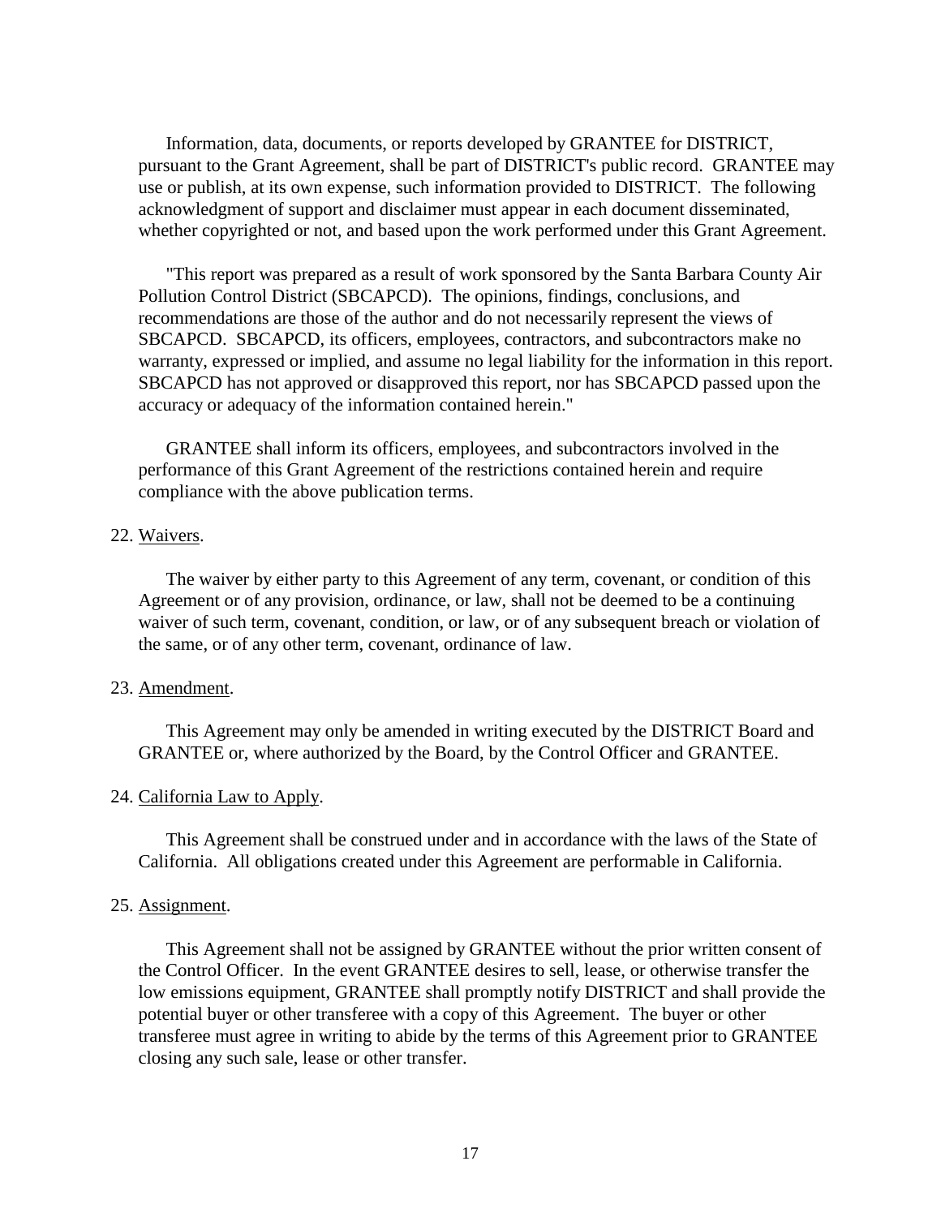Information, data, documents, or reports developed by GRANTEE for DISTRICT, pursuant to the Grant Agreement, shall be part of DISTRICT's public record. GRANTEE may use or publish, at its own expense, such information provided to DISTRICT. The following acknowledgment of support and disclaimer must appear in each document disseminated, whether copyrighted or not, and based upon the work performed under this Grant Agreement.

"This report was prepared as a result of work sponsored by the Santa Barbara County Air Pollution Control District (SBCAPCD). The opinions, findings, conclusions, and recommendations are those of the author and do not necessarily represent the views of SBCAPCD. SBCAPCD, its officers, employees, contractors, and subcontractors make no warranty, expressed or implied, and assume no legal liability for the information in this report. SBCAPCD has not approved or disapproved this report, nor has SBCAPCD passed upon the accuracy or adequacy of the information contained herein."

GRANTEE shall inform its officers, employees, and subcontractors involved in the performance of this Grant Agreement of the restrictions contained herein and require compliance with the above publication terms.

22. Waivers.

The waiver by either party to this Agreement of any term, covenant, or condition of this Agreement or of any provision, ordinance, or law, shall not be deemed to be a continuing waiver of such term, covenant, condition, or law, or of any subsequent breach or violation of the same, or of any other term, covenant, ordinance of law.

23. Amendment.

This Agreement may only be amended in writing executed by the DISTRICT Board and GRANTEE or, where authorized by the Board, by the Control Officer and GRANTEE.

24. California Law to Apply.

This Agreement shall be construed under and in accordance with the laws of the State of California. All obligations created under this Agreement are performable in California.

25. Assignment.

This Agreement shall not be assigned by GRANTEE without the prior written consent of the Control Officer. In the event GRANTEE desires to sell, lease, or otherwise transfer the low emissions equipment, GRANTEE shall promptly notify DISTRICT and shall provide the potential buyer or other transferee with a copy of this Agreement. The buyer or other transferee must agree in writing to abide by the terms of this Agreement prior to GRANTEE closing any such sale, lease or other transfer.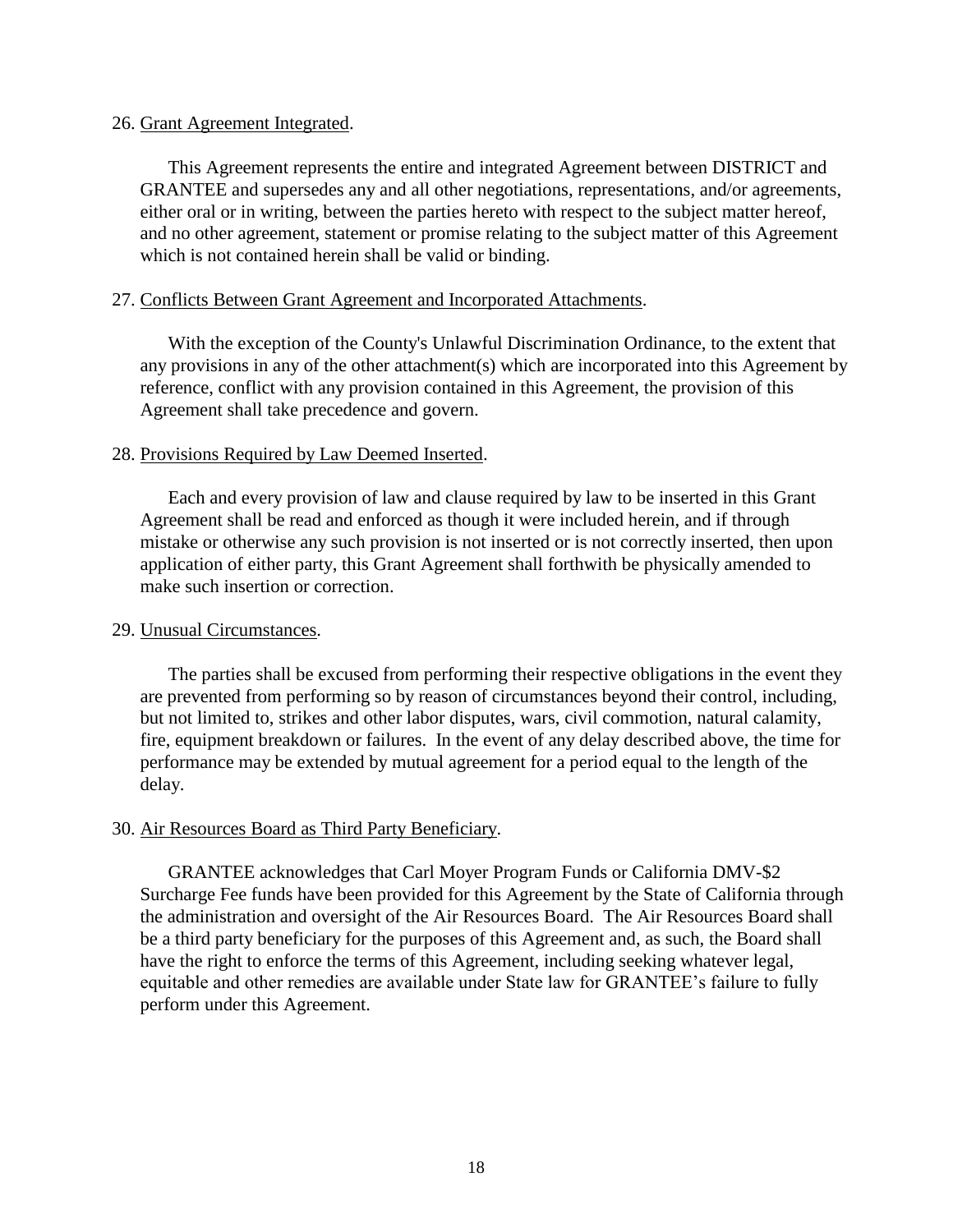26. Grant Agreement Integrated.

This Agreement represents the entire and integrated Agreement between DISTRICT and GRANTEE and supersedes any and all other negotiations, representations, and/or agreements, either oral or in writing, between the parties hereto with respect to the subject matter hereof, and no other agreement, statement or promise relating to the subject matter of this Agreement which is not contained herein shall be valid or binding.

27. Conflicts Between Grant Agreement and Incorporated Attachments.

With the exception of the County's Unlawful Discrimination Ordinance, to the extent that any provisions in any of the other attachment(s) which are incorporated into this Agreement by reference, conflict with any provision contained in this Agreement, the provision of this Agreement shall take precedence and govern.

28. Provisions Required by Law Deemed Inserted.

Each and every provision of law and clause required by law to be inserted in this Grant Agreement shall be read and enforced as though it were included herein, and if through mistake or otherwise any such provision is not inserted or is not correctly inserted, then upon application of either party, this Grant Agreement shall forthwith be physically amended to make such insertion or correction.

29. Unusual Circumstances.

The parties shall be excused from performing their respective obligations in the event they are prevented from performing so by reason of circumstances beyond their control, including, but not limited to, strikes and other labor disputes, wars, civil commotion, natural calamity, fire, equipment breakdown or failures. In the event of any delay described above, the time for performance may be extended by mutual agreement for a period equal to the length of the delay.

30. Air Resources Board as Third Party Beneficiary.

GRANTEE acknowledges that Carl Moyer Program Funds or California DMV-$2 Surcharge Fee funds have been provided for this Agreement by the State of California through the administration and oversight of the Air Resources Board. The Air Resources Board shall be a third party beneficiary for the purposes of this Agreement and, as such, the Board shall have the right to enforce the terms of this Agreement, including seeking whatever legal, equitable and other remedies are available under State law for GRANTEE's failure to fully perform under this Agreement.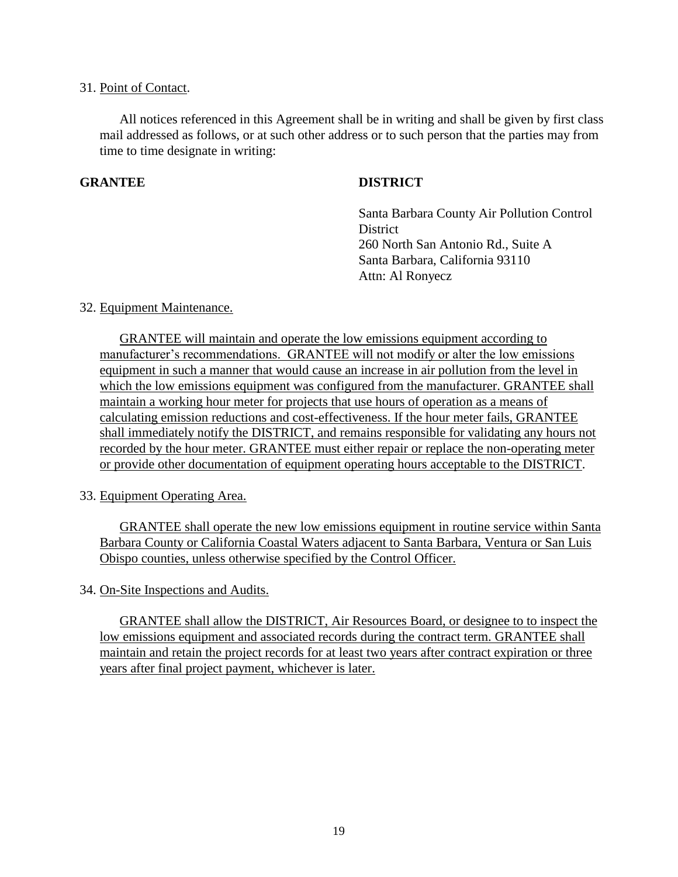31. Point of Contact.

All notices referenced in this Agreement shall be in writing and shall be given by first class mail addressed as follows, or at such other address or to such person that the parties may from time to time designate in writing:

| **GRANTEE** | **DISTRICT** |
|---|---|
| | Santa Barbara County Air Pollution Control District<br>260 North San Antonio Rd., Suite A<br>Santa Barbara, California 93110<br>Attn: Al Ronyecz |

32. Equipment Maintenance.

GRANTEE will maintain and operate the low emissions equipment according to manufacturer's recommendations. GRANTEE will not modify or alter the low emissions equipment in such a manner that would cause an increase in air pollution from the level in which the low emissions equipment was configured from the manufacturer. GRANTEE shall maintain a working hour meter for projects that use hours of operation as a means of calculating emission reductions and cost-effectiveness. If the hour meter fails, GRANTEE shall immediately notify the DISTRICT, and remains responsible for validating any hours not recorded by the hour meter. GRANTEE must either repair or replace the non-operating meter or provide other documentation of equipment operating hours acceptable to the DISTRICT.

33. Equipment Operating Area.

GRANTEE shall operate the new low emissions equipment in routine service within Santa Barbara County or California Coastal Waters adjacent to Santa Barbara, Ventura or San Luis Obispo counties, unless otherwise specified by the Control Officer.

34. On-Site Inspections and Audits.

GRANTEE shall allow the DISTRICT, Air Resources Board, or designee to to inspect the low emissions equipment and associated records during the contract term. GRANTEE shall maintain and retain the project records for at least two years after contract expiration or three years after final project payment, whichever is later.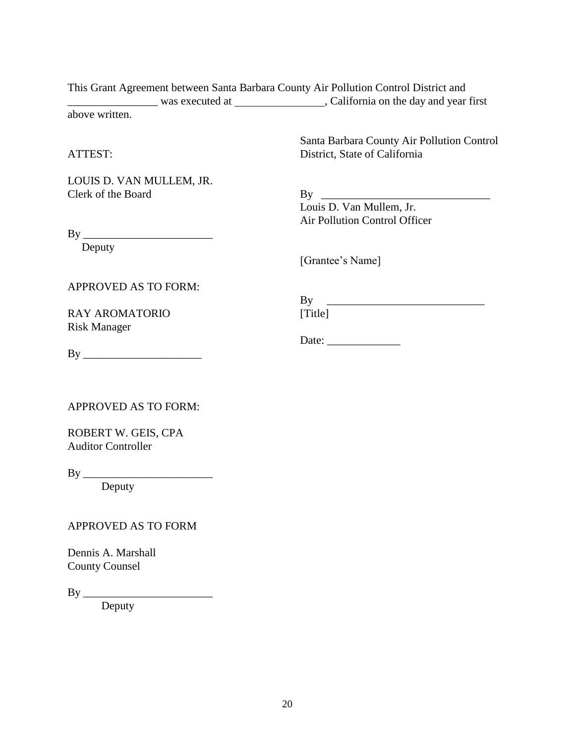This Grant Agreement between Santa Barbara County Air Pollution Control District and ________________ was executed at ________________, California on the day and year first above written.

Santa Barbara County Air Pollution Control District, State of California

By ______________________________
Louis D. Van Mullem, Jr.
Air Pollution Control Officer

[Grantee's Name]

By ____________________________
[Title]

Date: _____________

ATTEST:

LOUIS D. VAN MULLEM, JR.
Clerk of the Board

By _______________________
Deputy

APPROVED AS TO FORM:

RAY AROMATORIO
Risk Manager

By _____________________

APPROVED AS TO FORM:

ROBERT W. GEIS, CPA
Auditor Controller

By _______________________
Deputy

APPROVED AS TO FORM

Dennis A. Marshall
County Counsel

By _______________________
Deputy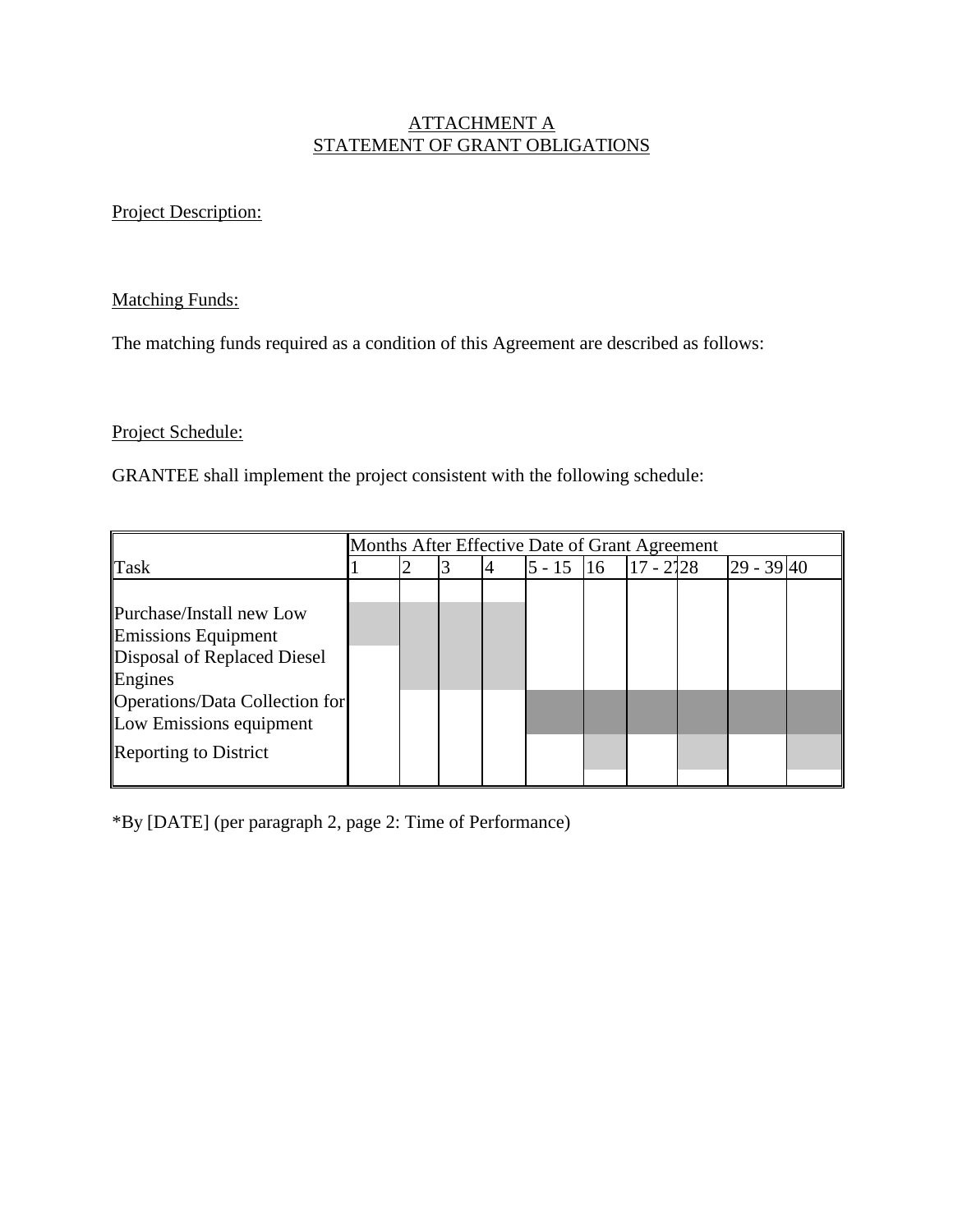ATTACHMENT A
STATEMENT OF GRANT OBLIGATIONS

Project Description:

Matching Funds:

The matching funds required as a condition of this Agreement are described as follows:

Project Schedule:

GRANTEE shall implement the project consistent with the following schedule:

| | Months After Effective Date of Grant Agreement | | | | | | | | | |
|---|---|---|---|---|---|---|---|---|---|---|
| Task | 1 | 2 | 3 | 4 | 5 - 15 | 16 | 17 - 27 | 28 | 29 - 39 | 40 |
| Purchase/Install new Low Emissions Equipment | | | | | | | | | | |
| Disposal of Replaced Diesel Engines | | | | | | | | | | |
| Operations/Data Collection for Low Emissions equipment | | | | | | | | | | |
| Reporting to District | | | | | | | | | | |

*By [DATE] (per paragraph 2, page 2: Time of Performance)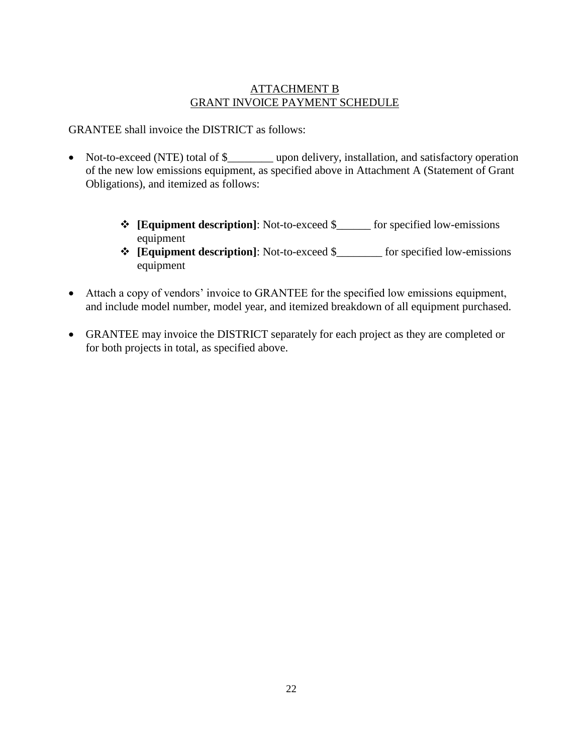# ATTACHMENT B
# GRANT INVOICE PAYMENT SCHEDULE

GRANTEE shall invoice the DISTRICT as follows:

- Not-to-exceed (NTE) total of $________ upon delivery, installation, and satisfactory operation of the new low emissions equipment, as specified above in Attachment A (Statement of Grant Obligations), and itemized as follows:

    - **[Equipment description]**: Not-to-exceed $______ for specified low-emissions equipment
    - **[Equipment description]**: Not-to-exceed $________ for specified low-emissions equipment

- Attach a copy of vendors' invoice to GRANTEE for the specified low emissions equipment, and include model number, model year, and itemized breakdown of all equipment purchased.

- GRANTEE may invoice the DISTRICT separately for each project as they are completed or for both projects in total, as specified above.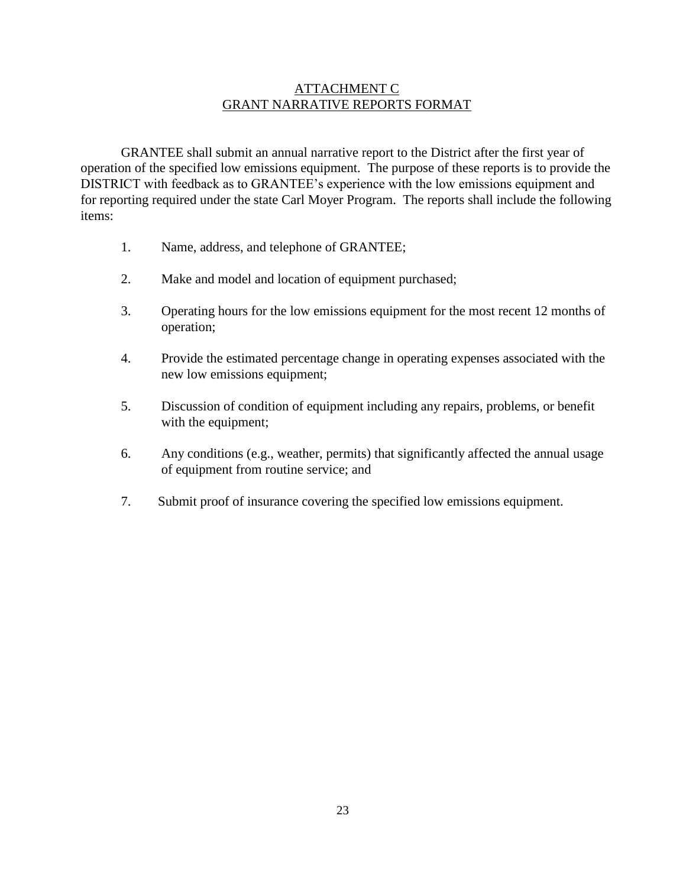# ATTACHMENT C
## GRANT NARRATIVE REPORTS FORMAT

GRANTEE shall submit an annual narrative report to the District after the first year of operation of the specified low emissions equipment. The purpose of these reports is to provide the DISTRICT with feedback as to GRANTEE's experience with the low emissions equipment and for reporting required under the state Carl Moyer Program. The reports shall include the following items:

1. Name, address, and telephone of GRANTEE;
2. Make and model and location of equipment purchased;
3. Operating hours for the low emissions equipment for the most recent 12 months of operation;
4. Provide the estimated percentage change in operating expenses associated with the new low emissions equipment;
5. Discussion of condition of equipment including any repairs, problems, or benefit with the equipment;
6. Any conditions (e.g., weather, permits) that significantly affected the annual usage of equipment from routine service; and
7. Submit proof of insurance covering the specified low emissions equipment.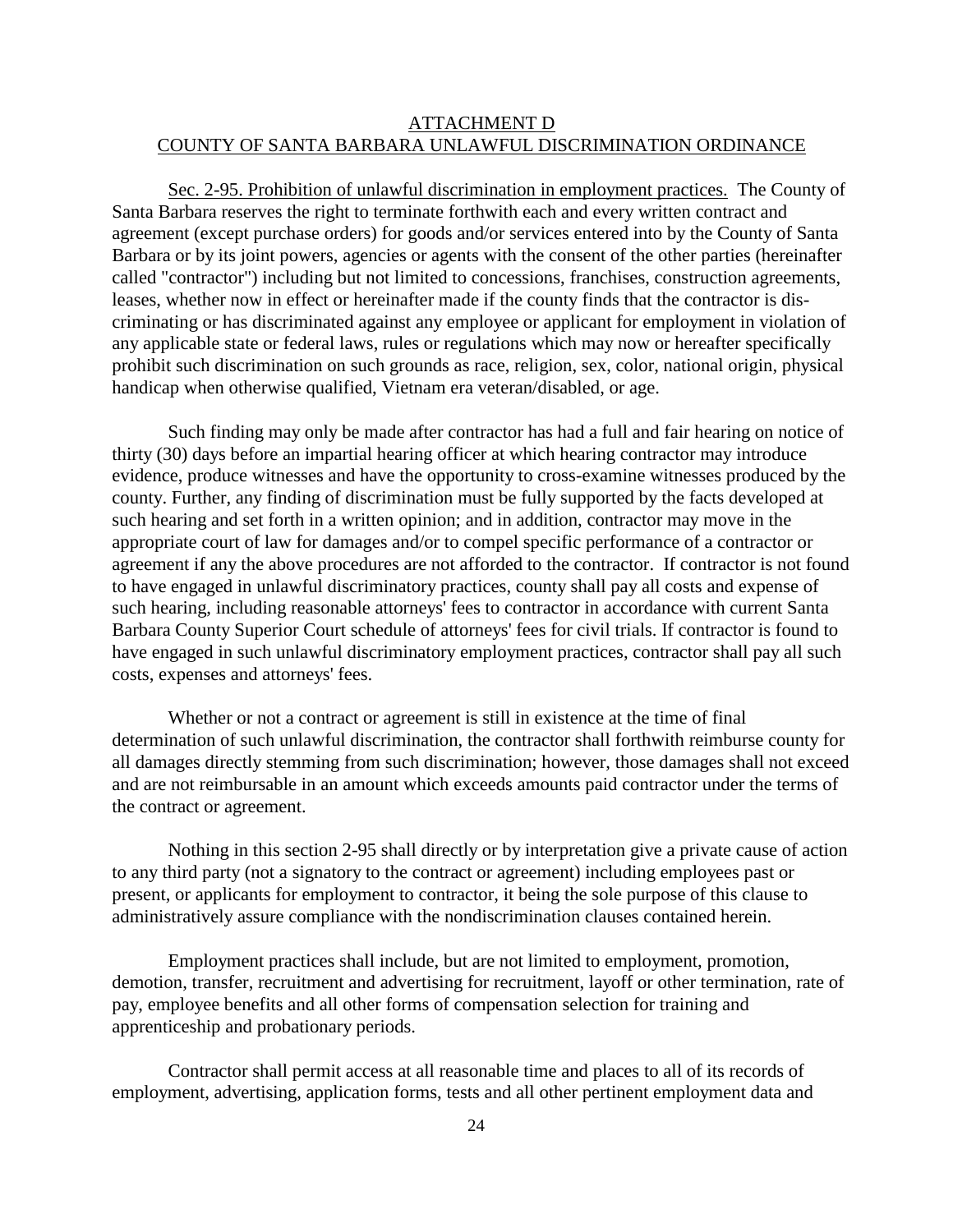## ATTACHMENT D
## COUNTY OF SANTA BARBARA UNLAWFUL DISCRIMINATION ORDINANCE

Sec. 2-95. Prohibition of unlawful discrimination in employment practices. The County of Santa Barbara reserves the right to terminate forthwith each and every written contract and agreement (except purchase orders) for goods and/or services entered into by the County of Santa Barbara or by its joint powers, agencies or agents with the consent of the other parties (hereinafter called "contractor") including but not limited to concessions, franchises, construction agreements, leases, whether now in effect or hereinafter made if the county finds that the contractor is discriminating or has discriminated against any employee or applicant for employment in violation of any applicable state or federal laws, rules or regulations which may now or hereafter specifically prohibit such discrimination on such grounds as race, religion, sex, color, national origin, physical handicap when otherwise qualified, Vietnam era veteran/disabled, or age.

Such finding may only be made after contractor has had a full and fair hearing on notice of thirty (30) days before an impartial hearing officer at which hearing contractor may introduce evidence, produce witnesses and have the opportunity to cross-examine witnesses produced by the county. Further, any finding of discrimination must be fully supported by the facts developed at such hearing and set forth in a written opinion; and in addition, contractor may move in the appropriate court of law for damages and/or to compel specific performance of a contractor or agreement if any the above procedures are not afforded to the contractor. If contractor is not found to have engaged in unlawful discriminatory practices, county shall pay all costs and expense of such hearing, including reasonable attorneys' fees to contractor in accordance with current Santa Barbara County Superior Court schedule of attorneys' fees for civil trials. If contractor is found to have engaged in such unlawful discriminatory employment practices, contractor shall pay all such costs, expenses and attorneys' fees.

Whether or not a contract or agreement is still in existence at the time of final determination of such unlawful discrimination, the contractor shall forthwith reimburse county for all damages directly stemming from such discrimination; however, those damages shall not exceed and are not reimbursable in an amount which exceeds amounts paid contractor under the terms of the contract or agreement.

Nothing in this section 2-95 shall directly or by interpretation give a private cause of action to any third party (not a signatory to the contract or agreement) including employees past or present, or applicants for employment to contractor, it being the sole purpose of this clause to administratively assure compliance with the nondiscrimination clauses contained herein.

Employment practices shall include, but are not limited to employment, promotion, demotion, transfer, recruitment and advertising for recruitment, layoff or other termination, rate of pay, employee benefits and all other forms of compensation selection for training and apprenticeship and probationary periods.

Contractor shall permit access at all reasonable time and places to all of its records of employment, advertising, application forms, tests and all other pertinent employment data and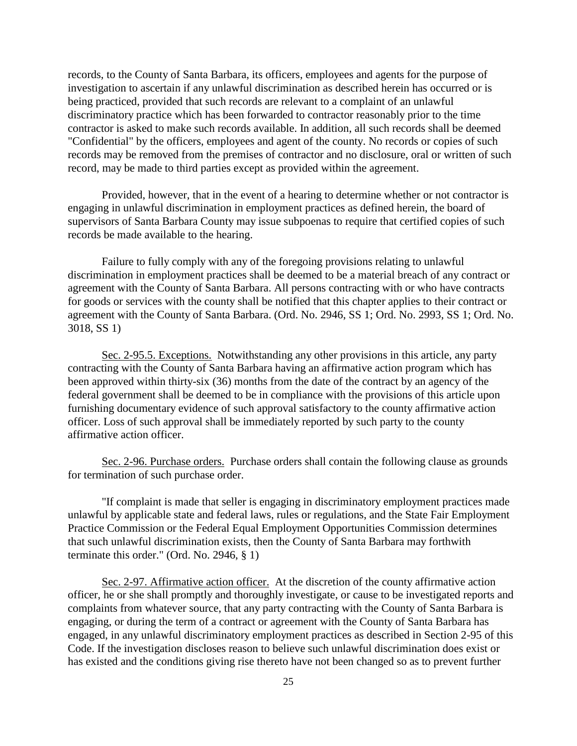records, to the County of Santa Barbara, its officers, employees and agents for the purpose of investigation to ascertain if any unlawful discrimination as described herein has occurred or is being practiced, provided that such records are relevant to a complaint of an unlawful discriminatory practice which has been forwarded to contractor reasonably prior to the time contractor is asked to make such records available. In addition, all such records shall be deemed "Confidential" by the officers, employees and agent of the county. No records or copies of such records may be removed from the premises of contractor and no disclosure, oral or written of such record, may be made to third parties except as provided within the agreement.

Provided, however, that in the event of a hearing to determine whether or not contractor is engaging in unlawful discrimination in employment practices as defined herein, the board of supervisors of Santa Barbara County may issue subpoenas to require that certified copies of such records be made available to the hearing.

Failure to fully comply with any of the foregoing provisions relating to unlawful discrimination in employment practices shall be deemed to be a material breach of any contract or agreement with the County of Santa Barbara. All persons contracting with or who have contracts for goods or services with the county shall be notified that this chapter applies to their contract or agreement with the County of Santa Barbara. (Ord. No. 2946, SS 1; Ord. No. 2993, SS 1; Ord. No. 3018, SS 1)

Sec. 2-95.5. Exceptions. Notwithstanding any other provisions in this article, any party contracting with the County of Santa Barbara having an affirmative action program which has been approved within thirty-six (36) months from the date of the contract by an agency of the federal government shall be deemed to be in compliance with the provisions of this article upon furnishing documentary evidence of such approval satisfactory to the county affirmative action officer. Loss of such approval shall be immediately reported by such party to the county affirmative action officer.

Sec. 2-96. Purchase orders. Purchase orders shall contain the following clause as grounds for termination of such purchase order.

"If complaint is made that seller is engaging in discriminatory employment practices made unlawful by applicable state and federal laws, rules or regulations, and the State Fair Employment Practice Commission or the Federal Equal Employment Opportunities Commission determines that such unlawful discrimination exists, then the County of Santa Barbara may forthwith terminate this order." (Ord. No. 2946, § 1)

Sec. 2-97. Affirmative action officer. At the discretion of the county affirmative action officer, he or she shall promptly and thoroughly investigate, or cause to be investigated reports and complaints from whatever source, that any party contracting with the County of Santa Barbara is engaging, or during the term of a contract or agreement with the County of Santa Barbara has engaged, in any unlawful discriminatory employment practices as described in Section 2-95 of this Code. If the investigation discloses reason to believe such unlawful discrimination does exist or has existed and the conditions giving rise thereto have not been changed so as to prevent further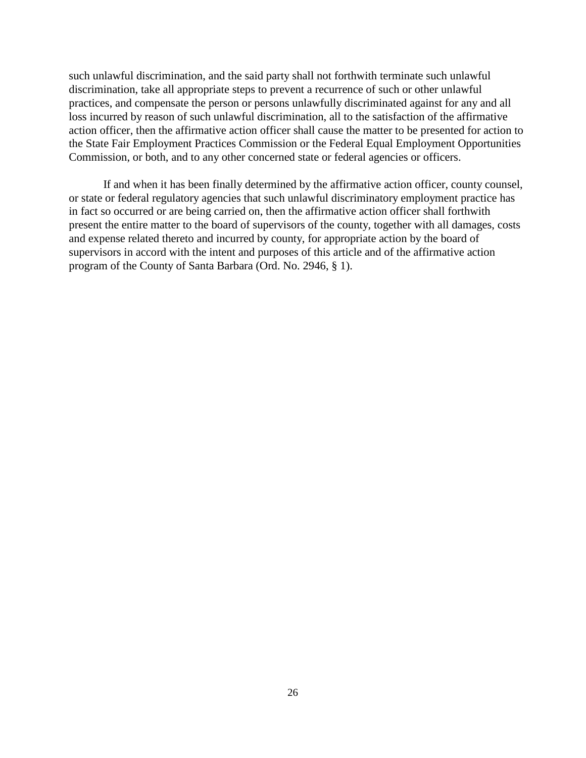such unlawful discrimination, and the said party shall not forthwith terminate such unlawful discrimination, take all appropriate steps to prevent a recurrence of such or other unlawful practices, and compensate the person or persons unlawfully discriminated against for any and all loss incurred by reason of such unlawful discrimination, all to the satisfaction of the affirmative action officer, then the affirmative action officer shall cause the matter to be presented for action to the State Fair Employment Practices Commission or the Federal Equal Employment Opportunities Commission, or both, and to any other concerned state or federal agencies or officers.

If and when it has been finally determined by the affirmative action officer, county counsel, or state or federal regulatory agencies that such unlawful discriminatory employment practice has in fact so occurred or are being carried on, then the affirmative action officer shall forthwith present the entire matter to the board of supervisors of the county, together with all damages, costs and expense related thereto and incurred by county, for appropriate action by the board of supervisors in accord with the intent and purposes of this article and of the affirmative action program of the County of Santa Barbara (Ord. No. 2946, § 1).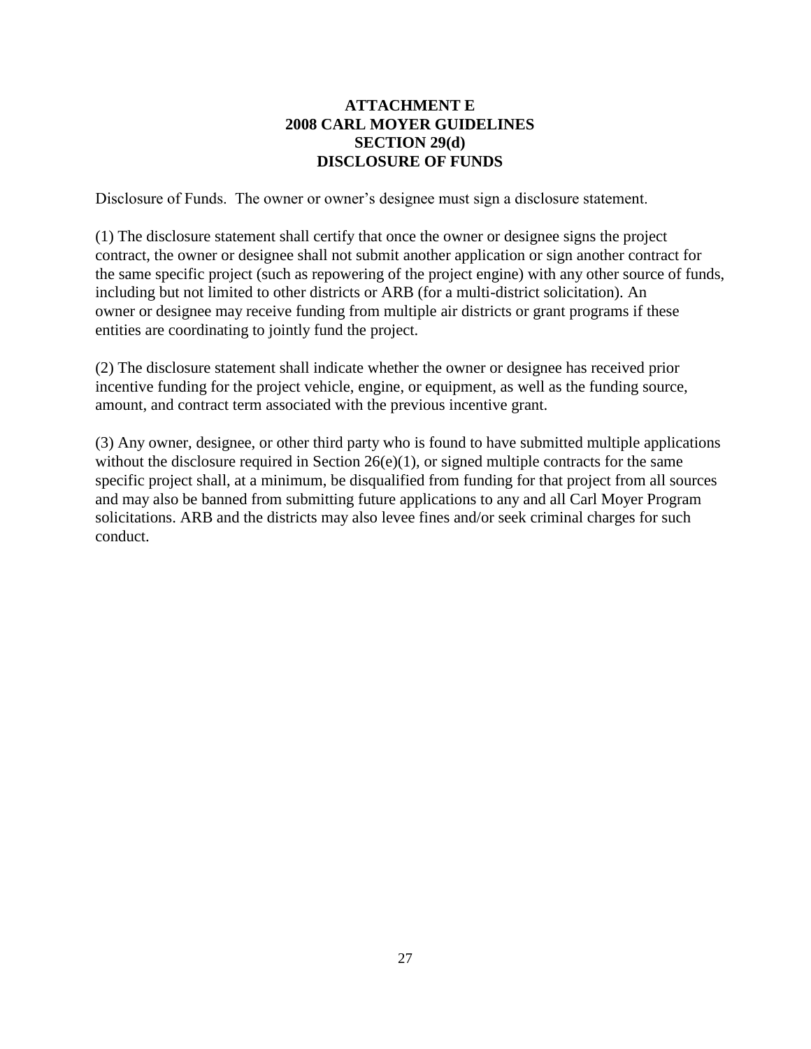# ATTACHMENT E
# 2008 CARL MOYER GUIDELINES
# SECTION 29(d)
# DISCLOSURE OF FUNDS

Disclosure of Funds. The owner or owner's designee must sign a disclosure statement.

(1) The disclosure statement shall certify that once the owner or designee signs the project contract, the owner or designee shall not submit another application or sign another contract for the same specific project (such as repowering of the project engine) with any other source of funds, including but not limited to other districts or ARB (for a multi-district solicitation). An owner or designee may receive funding from multiple air districts or grant programs if these entities are coordinating to jointly fund the project.

(2) The disclosure statement shall indicate whether the owner or designee has received prior incentive funding for the project vehicle, engine, or equipment, as well as the funding source, amount, and contract term associated with the previous incentive grant.

(3) Any owner, designee, or other third party who is found to have submitted multiple applications without the disclosure required in Section 26(e)(1), or signed multiple contracts for the same specific project shall, at a minimum, be disqualified from funding for that project from all sources and may also be banned from submitting future applications to any and all Carl Moyer Program solicitations. ARB and the districts may also levee fines and/or seek criminal charges for such conduct.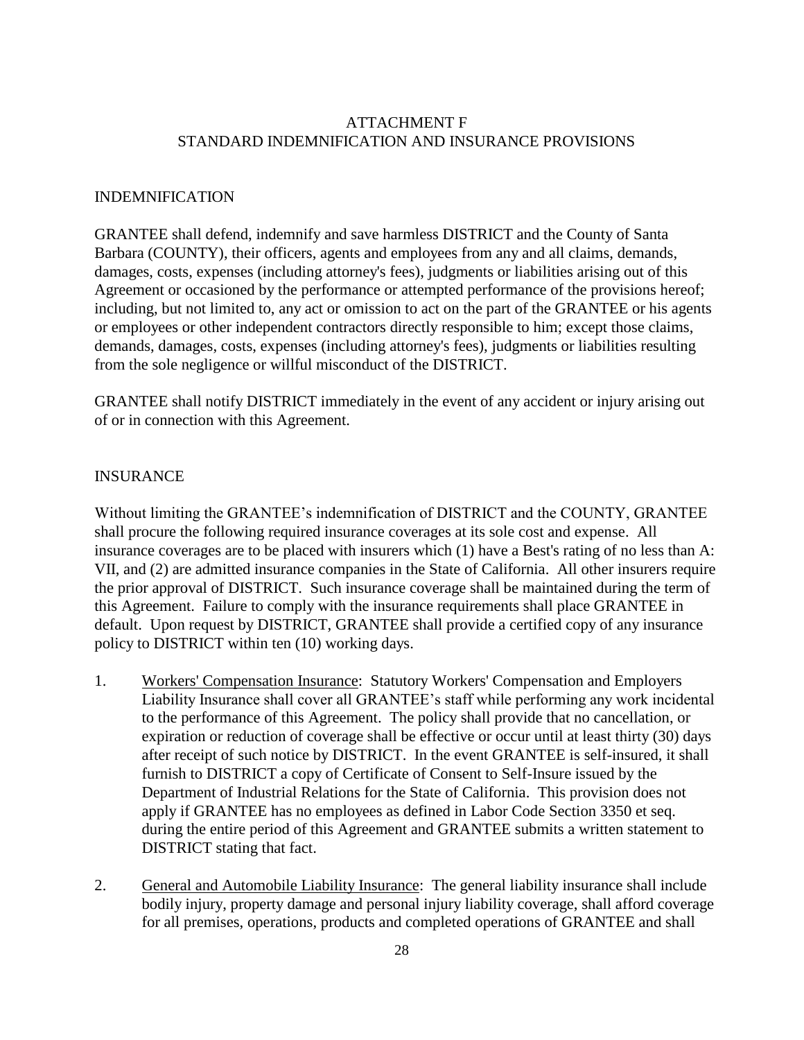# ATTACHMENT F
# STANDARD INDEMNIFICATION AND INSURANCE PROVISIONS

## INDEMNIFICATION

GRANTEE shall defend, indemnify and save harmless DISTRICT and the County of Santa Barbara (COUNTY), their officers, agents and employees from any and all claims, demands, damages, costs, expenses (including attorney's fees), judgments or liabilities arising out of this Agreement or occasioned by the performance or attempted performance of the provisions hereof; including, but not limited to, any act or omission to act on the part of the GRANTEE or his agents or employees or other independent contractors directly responsible to him; except those claims, demands, damages, costs, expenses (including attorney's fees), judgments or liabilities resulting from the sole negligence or willful misconduct of the DISTRICT.

GRANTEE shall notify DISTRICT immediately in the event of any accident or injury arising out of or in connection with this Agreement.

## INSURANCE

Without limiting the GRANTEE's indemnification of DISTRICT and the COUNTY, GRANTEE shall procure the following required insurance coverages at its sole cost and expense. All insurance coverages are to be placed with insurers which (1) have a Best's rating of no less than A: VII, and (2) are admitted insurance companies in the State of California. All other insurers require the prior approval of DISTRICT. Such insurance coverage shall be maintained during the term of this Agreement. Failure to comply with the insurance requirements shall place GRANTEE in default. Upon request by DISTRICT, GRANTEE shall provide a certified copy of any insurance policy to DISTRICT within ten (10) working days.

1. <u>Workers' Compensation Insurance</u>: Statutory Workers' Compensation and Employers Liability Insurance shall cover all GRANTEE's staff while performing any work incidental to the performance of this Agreement. The policy shall provide that no cancellation, or expiration or reduction of coverage shall be effective or occur until at least thirty (30) days after receipt of such notice by DISTRICT. In the event GRANTEE is self-insured, it shall furnish to DISTRICT a copy of Certificate of Consent to Self-Insure issued by the Department of Industrial Relations for the State of California. This provision does not apply if GRANTEE has no employees as defined in Labor Code Section 3350 et seq. during the entire period of this Agreement and GRANTEE submits a written statement to DISTRICT stating that fact.

2. <u>General and Automobile Liability Insurance</u>: The general liability insurance shall include bodily injury, property damage and personal injury liability coverage, shall afford coverage for all premises, operations, products and completed operations of GRANTEE and shall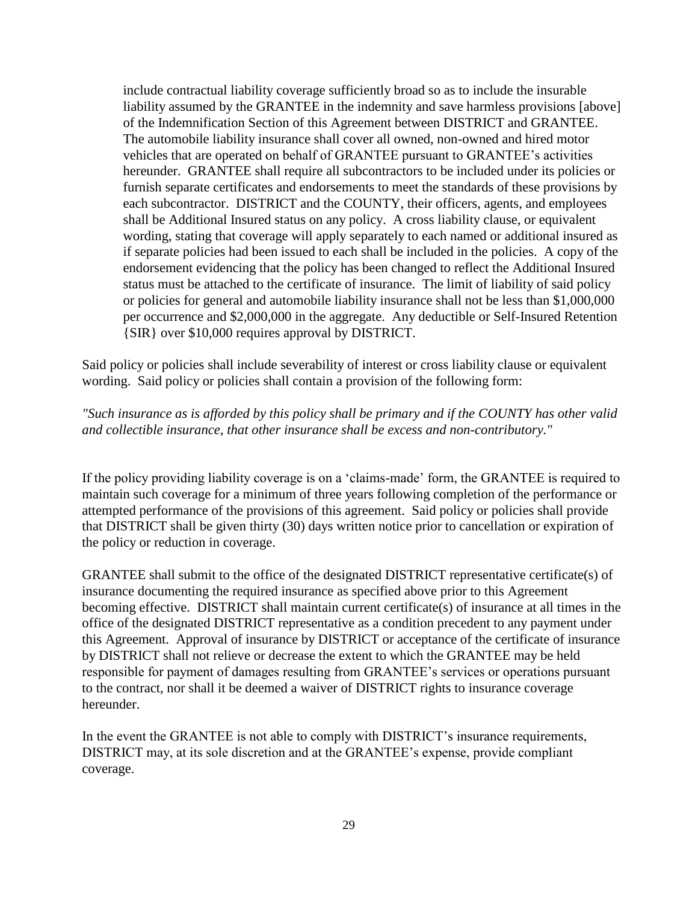include contractual liability coverage sufficiently broad so as to include the insurable liability assumed by the GRANTEE in the indemnity and save harmless provisions [above] of the Indemnification Section of this Agreement between DISTRICT and GRANTEE. The automobile liability insurance shall cover all owned, non-owned and hired motor vehicles that are operated on behalf of GRANTEE pursuant to GRANTEE's activities hereunder. GRANTEE shall require all subcontractors to be included under its policies or furnish separate certificates and endorsements to meet the standards of these provisions by each subcontractor. DISTRICT and the COUNTY, their officers, agents, and employees shall be Additional Insured status on any policy. A cross liability clause, or equivalent wording, stating that coverage will apply separately to each named or additional insured as if separate policies had been issued to each shall be included in the policies. A copy of the endorsement evidencing that the policy has been changed to reflect the Additional Insured status must be attached to the certificate of insurance. The limit of liability of said policy or policies for general and automobile liability insurance shall not be less than $1,000,000 per occurrence and $2,000,000 in the aggregate. Any deductible or Self-Insured Retention {SIR} over $10,000 requires approval by DISTRICT.

Said policy or policies shall include severability of interest or cross liability clause or equivalent wording. Said policy or policies shall contain a provision of the following form:

*"Such insurance as is afforded by this policy shall be primary and if the COUNTY has other valid and collectible insurance, that other insurance shall be excess and non-contributory."*

If the policy providing liability coverage is on a 'claims-made' form, the GRANTEE is required to maintain such coverage for a minimum of three years following completion of the performance or attempted performance of the provisions of this agreement. Said policy or policies shall provide that DISTRICT shall be given thirty (30) days written notice prior to cancellation or expiration of the policy or reduction in coverage.

GRANTEE shall submit to the office of the designated DISTRICT representative certificate(s) of insurance documenting the required insurance as specified above prior to this Agreement becoming effective. DISTRICT shall maintain current certificate(s) of insurance at all times in the office of the designated DISTRICT representative as a condition precedent to any payment under this Agreement. Approval of insurance by DISTRICT or acceptance of the certificate of insurance by DISTRICT shall not relieve or decrease the extent to which the GRANTEE may be held responsible for payment of damages resulting from GRANTEE's services or operations pursuant to the contract, nor shall it be deemed a waiver of DISTRICT rights to insurance coverage hereunder.

In the event the GRANTEE is not able to comply with DISTRICT's insurance requirements, DISTRICT may, at its sole discretion and at the GRANTEE's expense, provide compliant coverage.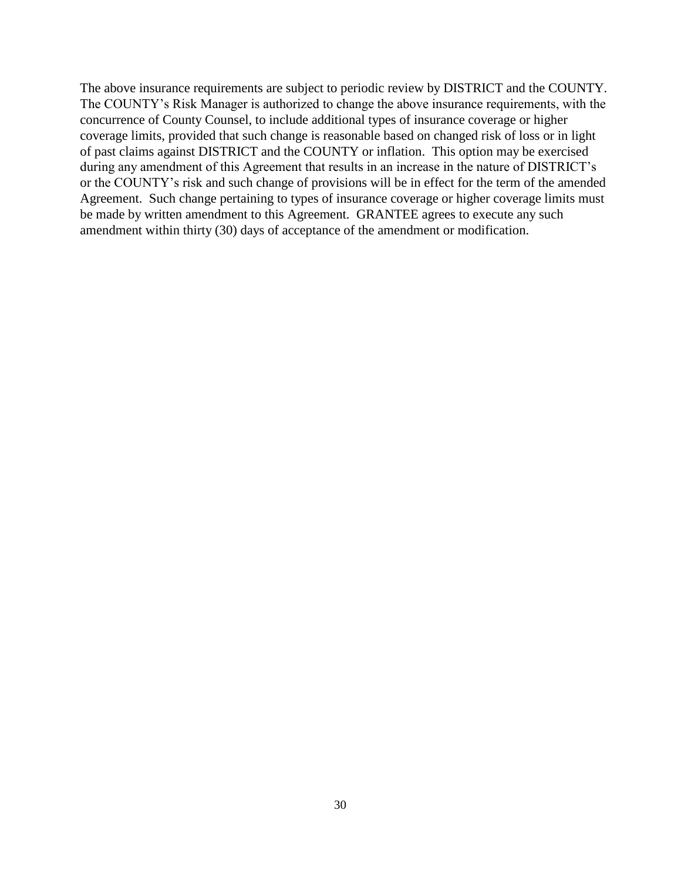The above insurance requirements are subject to periodic review by DISTRICT and the COUNTY. The COUNTY's Risk Manager is authorized to change the above insurance requirements, with the concurrence of County Counsel, to include additional types of insurance coverage or higher coverage limits, provided that such change is reasonable based on changed risk of loss or in light of past claims against DISTRICT and the COUNTY or inflation. This option may be exercised during any amendment of this Agreement that results in an increase in the nature of DISTRICT's or the COUNTY's risk and such change of provisions will be in effect for the term of the amended Agreement. Such change pertaining to types of insurance coverage or higher coverage limits must be made by written amendment to this Agreement. GRANTEE agrees to execute any such amendment within thirty (30) days of acceptance of the amendment or modification.